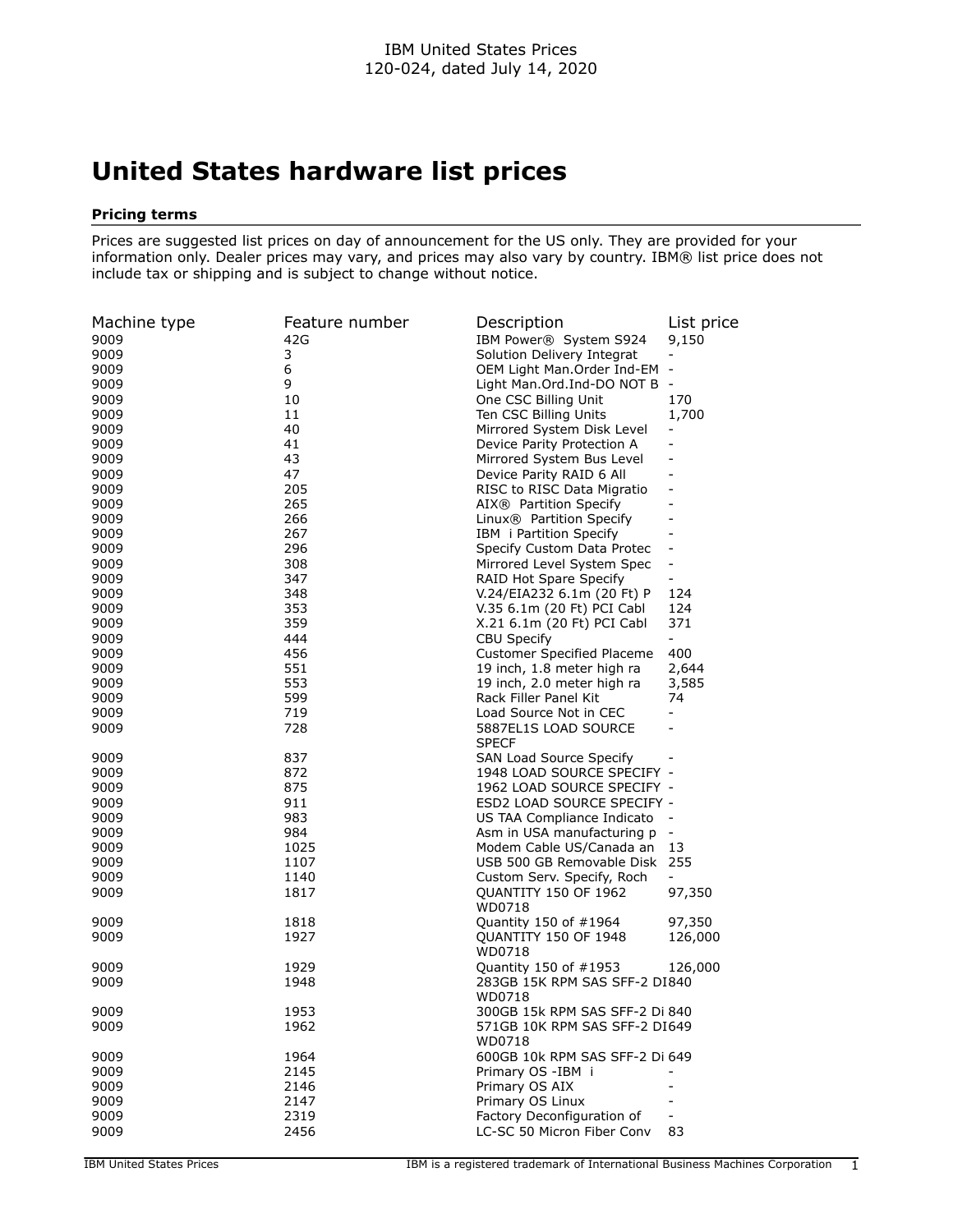IBM United States Prices
120-024, dated July 14, 2020

# United States hardware list prices

### Pricing terms

Prices are suggested list prices on day of announcement for the US only. They are provided for your information only. Dealer prices may vary, and prices may also vary by country. IBM® list price does not include tax or shipping and is subject to change without notice.

| Machine type | Feature number | Description | List price |
|---|---|---|---|
| 9009 | 42G | IBM Power® System S924 | 9,150 |
| 9009 | 3 | Solution Delivery Integrat | - |
| 9009 | 6 | OEM Light Man.Order Ind-EM | - |
| 9009 | 9 | Light Man.Ord.Ind-DO NOT B | - |
| 9009 | 10 | One CSC Billing Unit | 170 |
| 9009 | 11 | Ten CSC Billing Units | 1,700 |
| 9009 | 40 | Mirrored System Disk Level | - |
| 9009 | 41 | Device Parity Protection A | - |
| 9009 | 43 | Mirrored System Bus Level | - |
| 9009 | 47 | Device Parity RAID 6 All | - |
| 9009 | 205 | RISC to RISC Data Migratio | - |
| 9009 | 265 | AIX® Partition Specify | - |
| 9009 | 266 | Linux® Partition Specify | - |
| 9009 | 267 | IBM i Partition Specify | - |
| 9009 | 296 | Specify Custom Data Protec | - |
| 9009 | 308 | Mirrored Level System Spec | - |
| 9009 | 347 | RAID Hot Spare Specify | - |
| 9009 | 348 | V.24/EIA232 6.1m (20 Ft) P | 124 |
| 9009 | 353 | V.35 6.1m (20 Ft) PCI Cabl | 124 |
| 9009 | 359 | X.21 6.1m (20 Ft) PCI Cabl | 371 |
| 9009 | 444 | CBU Specify | - |
| 9009 | 456 | Customer Specified Placeme | 400 |
| 9009 | 551 | 19 inch, 1.8 meter high ra | 2,644 |
| 9009 | 553 | 19 inch, 2.0 meter high ra | 3,585 |
| 9009 | 599 | Rack Filler Panel Kit | 74 |
| 9009 | 719 | Load Source Not in CEC | - |
| 9009 | 728 | 5887EL1S LOAD SOURCE SPECF | - |
| 9009 | 837 | SAN Load Source Specify | - |
| 9009 | 872 | 1948 LOAD SOURCE SPECIFY | - |
| 9009 | 875 | 1962 LOAD SOURCE SPECIFY | - |
| 9009 | 911 | ESD2 LOAD SOURCE SPECIFY | - |
| 9009 | 983 | US TAA Compliance Indicato | - |
| 9009 | 984 | Asm in USA manufacturing p | - |
| 9009 | 1025 | Modem Cable US/Canada an | 13 |
| 9009 | 1107 | USB 500 GB Removable Disk | 255 |
| 9009 | 1140 | Custom Serv. Specify, Roch | - |
| 9009 | 1817 | QUANTITY 150 OF 1962 WD0718 | 97,350 |
| 9009 | 1818 | Quantity 150 of #1964 | 97,350 |
| 9009 | 1927 | QUANTITY 150 OF 1948 WD0718 | 126,000 |
| 9009 | 1929 | Quantity 150 of #1953 | 126,000 |
| 9009 | 1948 | 283GB 15K RPM SAS SFF-2 DI WD0718 | 840 |
| 9009 | 1953 | 300GB 15k RPM SAS SFF-2 Di | 840 |
| 9009 | 1962 | 571GB 10K RPM SAS SFF-2 DI WD0718 | 649 |
| 9009 | 1964 | 600GB 10k RPM SAS SFF-2 Di | 649 |
| 9009 | 2145 | Primary OS -IBM i | - |
| 9009 | 2146 | Primary OS AIX | - |
| 9009 | 2147 | Primary OS Linux | - |
| 9009 | 2319 | Factory Deconfiguration of | - |
| 9009 | 2456 | LC-SC 50 Micron Fiber Conv | 83 |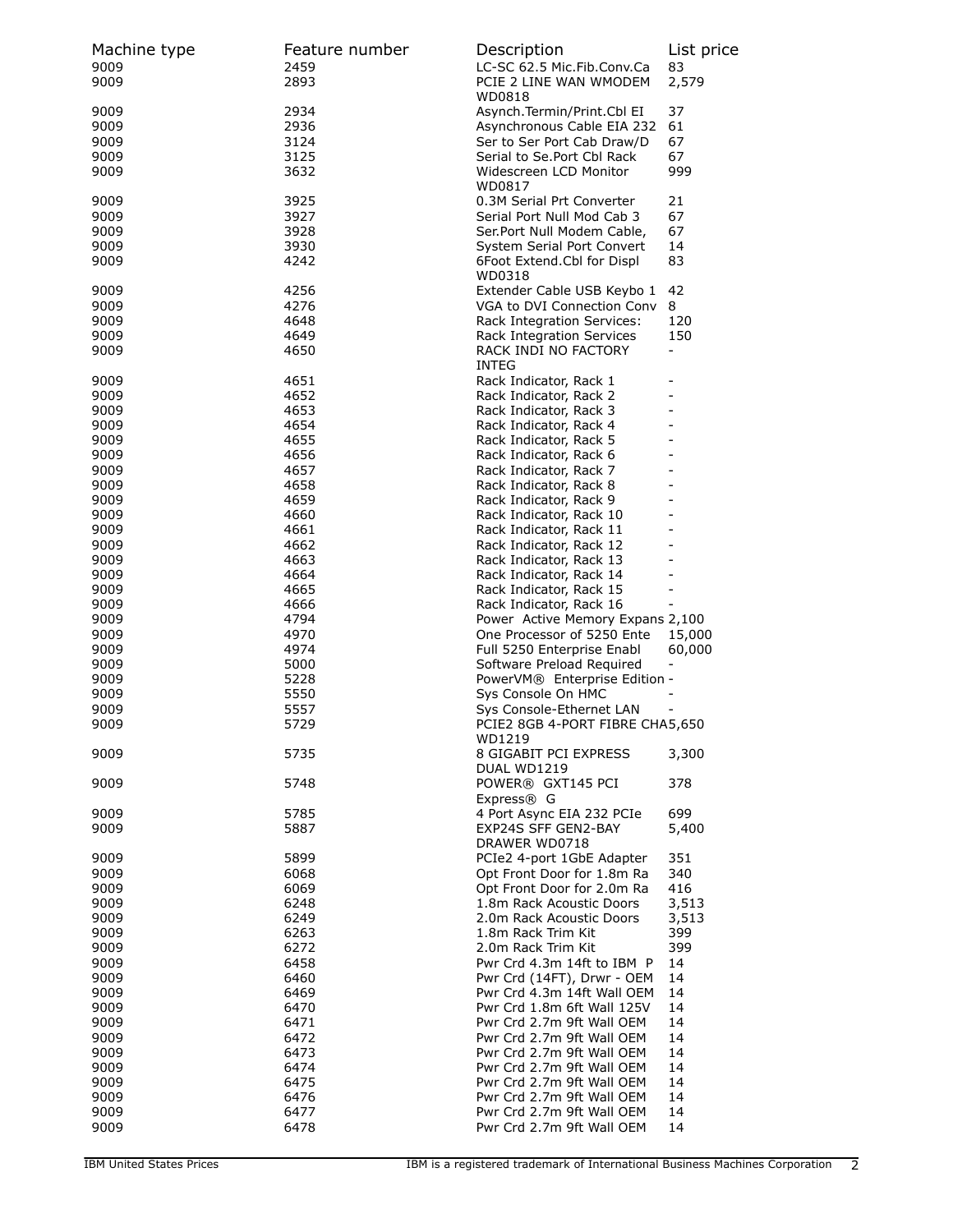| Machine type | Feature number | Description | List price |
|---|---|---|---|
| 9009 | 2459 | LC-SC 62.5 Mic.Fib.Conv.Ca | 83 |
| 9009 | 2893 | PCIE 2 LINE WAN WMODEM WD0818 | 2,579 |
| 9009 | 2934 | Asynch.Termin/Print.Cbl EI | 37 |
| 9009 | 2936 | Asynchronous Cable EIA 232 | 61 |
| 9009 | 3124 | Ser to Ser Port Cab Draw/D | 67 |
| 9009 | 3125 | Serial to Se.Port Cbl Rack | 67 |
| 9009 | 3632 | Widescreen LCD Monitor WD0817 | 999 |
| 9009 | 3925 | 0.3M Serial Prt Converter | 21 |
| 9009 | 3927 | Serial Port Null Mod Cab 3 | 67 |
| 9009 | 3928 | Ser.Port Null Modem Cable, | 67 |
| 9009 | 3930 | System Serial Port Convert | 14 |
| 9009 | 4242 | 6Foot Extend.Cbl for Displ WD0318 | 83 |
| 9009 | 4256 | Extender Cable USB Keybo 1 | 42 |
| 9009 | 4276 | VGA to DVI Connection Conv | 8 |
| 9009 | 4648 | Rack Integration Services: | 120 |
| 9009 | 4649 | Rack Integration Services | 150 |
| 9009 | 4650 | RACK INDI NO FACTORY INTEG | - |
| 9009 | 4651 | Rack Indicator, Rack 1 | - |
| 9009 | 4652 | Rack Indicator, Rack 2 | - |
| 9009 | 4653 | Rack Indicator, Rack 3 | - |
| 9009 | 4654 | Rack Indicator, Rack 4 | - |
| 9009 | 4655 | Rack Indicator, Rack 5 | - |
| 9009 | 4656 | Rack Indicator, Rack 6 | - |
| 9009 | 4657 | Rack Indicator, Rack 7 | - |
| 9009 | 4658 | Rack Indicator, Rack 8 | - |
| 9009 | 4659 | Rack Indicator, Rack 9 | - |
| 9009 | 4660 | Rack Indicator, Rack 10 | - |
| 9009 | 4661 | Rack Indicator, Rack 11 | - |
| 9009 | 4662 | Rack Indicator, Rack 12 | - |
| 9009 | 4663 | Rack Indicator, Rack 13 | - |
| 9009 | 4664 | Rack Indicator, Rack 14 | - |
| 9009 | 4665 | Rack Indicator, Rack 15 | - |
| 9009 | 4666 | Rack Indicator, Rack 16 | - |
| 9009 | 4794 | Power Active Memory Expans | 2,100 |
| 9009 | 4970 | One Processor of 5250 Ente | 15,000 |
| 9009 | 4974 | Full 5250 Enterprise Enabl | 60,000 |
| 9009 | 5000 | Software Preload Required | - |
| 9009 | 5228 | PowerVM® Enterprise Edition | - |
| 9009 | 5550 | Sys Console On HMC | - |
| 9009 | 5557 | Sys Console-Ethernet LAN | - |
| 9009 | 5729 | PCIE2 8GB 4-PORT FIBRE CHA WD1219 | 5,650 |
| 9009 | 5735 | 8 GIGABIT PCI EXPRESS DUAL WD1219 | 3,300 |
| 9009 | 5748 | POWER® GXT145 PCI Express® G | 378 |
| 9009 | 5785 | 4 Port Async EIA 232 PCIe | 699 |
| 9009 | 5887 | EXP24S SFF GEN2-BAY DRAWER WD0718 | 5,400 |
| 9009 | 5899 | PCIe2 4-port 1GbE Adapter | 351 |
| 9009 | 6068 | Opt Front Door for 1.8m Ra | 340 |
| 9009 | 6069 | Opt Front Door for 2.0m Ra | 416 |
| 9009 | 6248 | 1.8m Rack Acoustic Doors | 3,513 |
| 9009 | 6249 | 2.0m Rack Acoustic Doors | 3,513 |
| 9009 | 6263 | 1.8m Rack Trim Kit | 399 |
| 9009 | 6272 | 2.0m Rack Trim Kit | 399 |
| 9009 | 6458 | Pwr Crd 4.3m 14ft to IBM P | 14 |
| 9009 | 6460 | Pwr Crd (14FT), Drwr - OEM | 14 |
| 9009 | 6469 | Pwr Crd 4.3m 14ft Wall OEM | 14 |
| 9009 | 6470 | Pwr Crd 1.8m 6ft Wall 125V | 14 |
| 9009 | 6471 | Pwr Crd 2.7m 9ft Wall OEM | 14 |
| 9009 | 6472 | Pwr Crd 2.7m 9ft Wall OEM | 14 |
| 9009 | 6473 | Pwr Crd 2.7m 9ft Wall OEM | 14 |
| 9009 | 6474 | Pwr Crd 2.7m 9ft Wall OEM | 14 |
| 9009 | 6475 | Pwr Crd 2.7m 9ft Wall OEM | 14 |
| 9009 | 6476 | Pwr Crd 2.7m 9ft Wall OEM | 14 |
| 9009 | 6477 | Pwr Crd 2.7m 9ft Wall OEM | 14 |
| 9009 | 6478 | Pwr Crd 2.7m 9ft Wall OEM | 14 |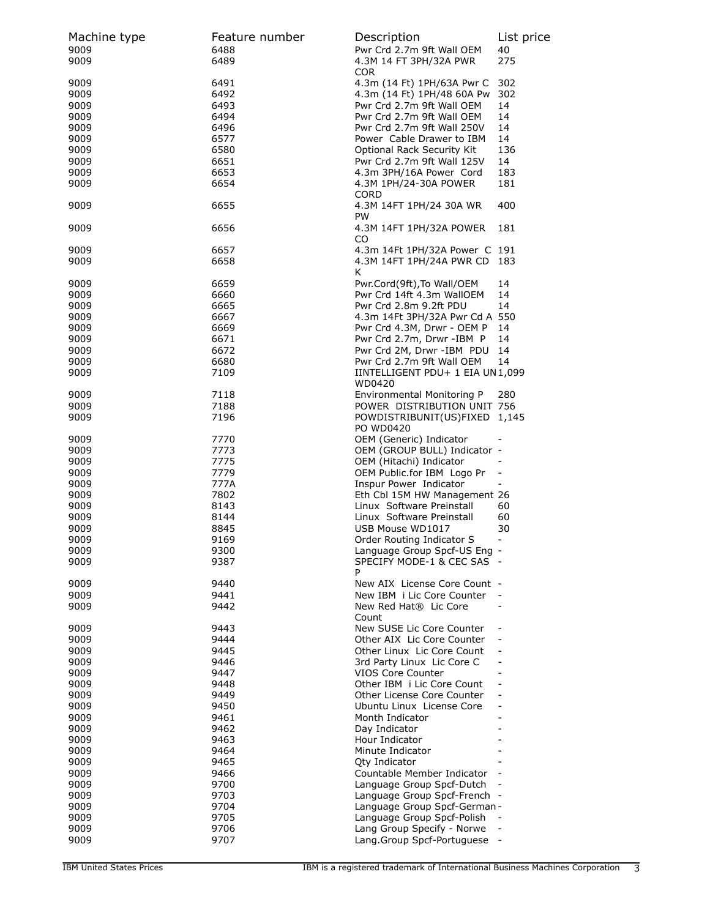| Machine type | Feature number | Description | List price |
|---|---|---|---|
| 9009 | 6488 | Pwr Crd 2.7m 9ft Wall OEM | 40 |
| 9009 | 6489 | 4.3M 14 FT 3PH/32A PWR COR | 275 |
| 9009 | 6491 | 4.3m (14 Ft) 1PH/63A Pwr C | 302 |
| 9009 | 6492 | 4.3m (14 Ft) 1PH/48 60A Pw | 302 |
| 9009 | 6493 | Pwr Crd 2.7m 9ft Wall OEM | 14 |
| 9009 | 6494 | Pwr Crd 2.7m 9ft Wall OEM | 14 |
| 9009 | 6496 | Pwr Crd 2.7m 9ft Wall 250V | 14 |
| 9009 | 6577 | Power Cable Drawer to IBM | 14 |
| 9009 | 6580 | Optional Rack Security Kit | 136 |
| 9009 | 6651 | Pwr Crd 2.7m 9ft Wall 125V | 14 |
| 9009 | 6653 | 4.3m 3PH/16A Power Cord | 183 |
| 9009 | 6654 | 4.3M 1PH/24-30A POWER CORD | 181 |
| 9009 | 6655 | 4.3M 14FT 1PH/24 30A WR PW | 400 |
| 9009 | 6656 | 4.3M 14FT 1PH/32A POWER CO | 181 |
| 9009 | 6657 | 4.3m 14Ft 1PH/32A Power C | 191 |
| 9009 | 6658 | 4.3M 14FT 1PH/24A PWR CD K | 183 |
| 9009 | 6659 | Pwr.Cord(9ft),To Wall/OEM | 14 |
| 9009 | 6660 | Pwr Crd 14ft 4.3m WallOEM | 14 |
| 9009 | 6665 | Pwr Crd 2.8m 9.2ft PDU | 14 |
| 9009 | 6667 | 4.3m 14Ft 3PH/32A Pwr Cd A | 550 |
| 9009 | 6669 | Pwr Crd 4.3M, Drwr - OEM P | 14 |
| 9009 | 6671 | Pwr Crd 2.7m, Drwr -IBM P | 14 |
| 9009 | 6672 | Pwr Crd 2M, Drwr -IBM PDU | 14 |
| 9009 | 6680 | Pwr Crd 2.7m 9ft Wall OEM | 14 |
| 9009 | 7109 | IINTELLIGENT PDU+ 1 EIA UN WD0420 | 1,099 |
| 9009 | 7118 | Environmental Monitoring P | 280 |
| 9009 | 7188 | POWER DISTRIBUTION UNIT | 756 |
| 9009 | 7196 | POWDISTRIBUNIT(US)FIXED PO WD0420 | 1,145 |
| 9009 | 7770 | OEM (Generic) Indicator | - |
| 9009 | 7773 | OEM (GROUP BULL) Indicator | - |
| 9009 | 7775 | OEM (Hitachi) Indicator | - |
| 9009 | 7779 | OEM Public.for IBM Logo Pr | - |
| 9009 | 777A | Inspur Power Indicator | - |
| 9009 | 7802 | Eth Cbl 15M HW Management | 26 |
| 9009 | 8143 | Linux Software Preinstall | 60 |
| 9009 | 8144 | Linux Software Preinstall | 60 |
| 9009 | 8845 | USB Mouse WD1017 | 30 |
| 9009 | 9169 | Order Routing Indicator S | - |
| 9009 | 9300 | Language Group Spcf-US Eng | - |
| 9009 | 9387 | SPECIFY MODE-1 & CEC SAS P | - |
| 9009 | 9440 | New AIX License Core Count | - |
| 9009 | 9441 | New IBM i Lic Core Counter | - |
| 9009 | 9442 | New Red Hat® Lic Core Count | - |
| 9009 | 9443 | New SUSE Lic Core Counter | - |
| 9009 | 9444 | Other AIX Lic Core Counter | - |
| 9009 | 9445 | Other Linux Lic Core Count | - |
| 9009 | 9446 | 3rd Party Linux Lic Core C | - |
| 9009 | 9447 | VIOS Core Counter | - |
| 9009 | 9448 | Other IBM i Lic Core Count | - |
| 9009 | 9449 | Other License Core Counter | - |
| 9009 | 9450 | Ubuntu Linux License Core | - |
| 9009 | 9461 | Month Indicator | - |
| 9009 | 9462 | Day Indicator | - |
| 9009 | 9463 | Hour Indicator | - |
| 9009 | 9464 | Minute Indicator | - |
| 9009 | 9465 | Qty Indicator | - |
| 9009 | 9466 | Countable Member Indicator | - |
| 9009 | 9700 | Language Group Spcf-Dutch | - |
| 9009 | 9703 | Language Group Spcf-French | - |
| 9009 | 9704 | Language Group Spcf-German | - |
| 9009 | 9705 | Language Group Spcf-Polish | - |
| 9009 | 9706 | Lang Group Specify - Norwe | - |
| 9009 | 9707 | Lang.Group Spcf-Portuguese | - |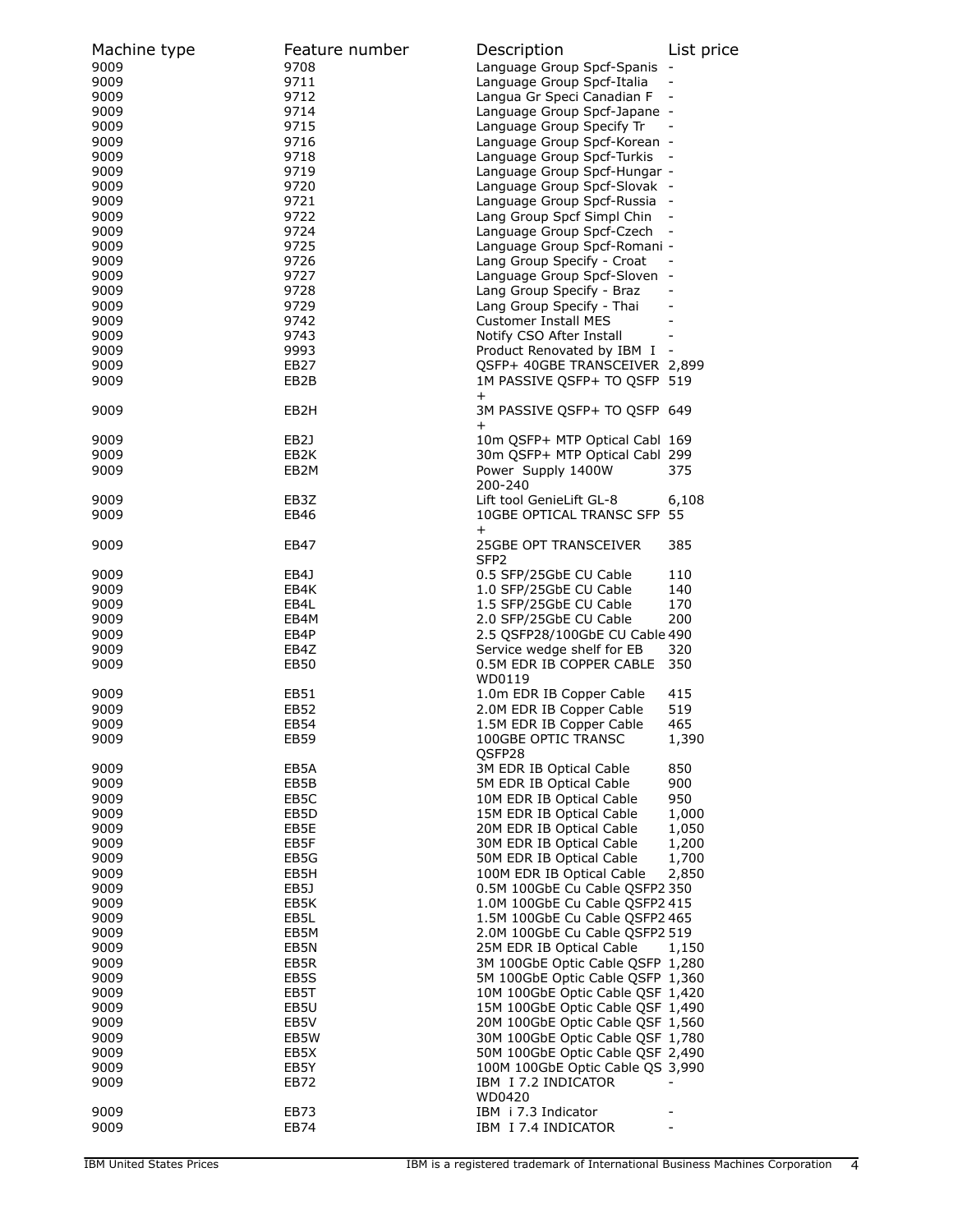| Machine type | Feature number | Description | List price |
|---|---|---|---|
| 9009 | 9708 | Language Group Spcf-Spanis | - |
| 9009 | 9711 | Language Group Spcf-Italia | - |
| 9009 | 9712 | Langua Gr Speci Canadian F | - |
| 9009 | 9714 | Language Group Spcf-Japane | - |
| 9009 | 9715 | Language Group Specify Tr | - |
| 9009 | 9716 | Language Group Spcf-Korean | - |
| 9009 | 9718 | Language Group Spcf-Turkis | - |
| 9009 | 9719 | Language Group Spcf-Hungar | - |
| 9009 | 9720 | Language Group Spcf-Slovak | - |
| 9009 | 9721 | Language Group Spcf-Russia | - |
| 9009 | 9722 | Lang Group Spcf Simpl Chin | - |
| 9009 | 9724 | Language Group Spcf-Czech | - |
| 9009 | 9725 | Language Group Spcf-Romani | - |
| 9009 | 9726 | Lang Group Specify - Croat | - |
| 9009 | 9727 | Language Group Spcf-Sloven | - |
| 9009 | 9728 | Lang Group Specify - Braz | - |
| 9009 | 9729 | Lang Group Specify - Thai | - |
| 9009 | 9742 | Customer Install MES | - |
| 9009 | 9743 | Notify CSO After Install | - |
| 9009 | 9993 | Product Renovated by IBM I | - |
| 9009 | EB27 | QSFP+ 40GBE TRANSCEIVER | 2,899 |
| 9009 | EB2B | 1M PASSIVE QSFP+ TO QSFP + | 519 |
| 9009 | EB2H | 3M PASSIVE QSFP+ TO QSFP + | 649 |
| 9009 | EB2J | 10m QSFP+ MTP Optical Cabl | 169 |
| 9009 | EB2K | 30m QSFP+ MTP Optical Cabl | 299 |
| 9009 | EB2M | Power Supply 1400W 200-240 | 375 |
| 9009 | EB3Z | Lift tool GenieLift GL-8 | 6,108 |
| 9009 | EB46 | 10GBE OPTICAL TRANSC SFP + | 55 |
| 9009 | EB47 | 25GBE OPT TRANSCEIVER SFP2 | 385 |
| 9009 | EB4J | 0.5 SFP/25GbE CU Cable | 110 |
| 9009 | EB4K | 1.0 SFP/25GbE CU Cable | 140 |
| 9009 | EB4L | 1.5 SFP/25GbE CU Cable | 170 |
| 9009 | EB4M | 2.0 SFP/25GbE CU Cable | 200 |
| 9009 | EB4P | 2.5 QSFP28/100GbE CU Cable | 490 |
| 9009 | EB4Z | Service wedge shelf for EB | 320 |
| 9009 | EB50 | 0.5M EDR IB COPPER CABLE WD0119 | 350 |
| 9009 | EB51 | 1.0m EDR IB Copper Cable | 415 |
| 9009 | EB52 | 2.0M EDR IB Copper Cable | 519 |
| 9009 | EB54 | 1.5M EDR IB Copper Cable | 465 |
| 9009 | EB59 | 100GBE OPTIC TRANSC QSFP28 | 1,390 |
| 9009 | EB5A | 3M EDR IB Optical Cable | 850 |
| 9009 | EB5B | 5M EDR IB Optical Cable | 900 |
| 9009 | EB5C | 10M EDR IB Optical Cable | 950 |
| 9009 | EB5D | 15M EDR IB Optical Cable | 1,000 |
| 9009 | EB5E | 20M EDR IB Optical Cable | 1,050 |
| 9009 | EB5F | 30M EDR IB Optical Cable | 1,200 |
| 9009 | EB5G | 50M EDR IB Optical Cable | 1,700 |
| 9009 | EB5H | 100M EDR IB Optical Cable | 2,850 |
| 9009 | EB5J | 0.5M 100GbE Cu Cable QSFP2 | 350 |
| 9009 | EB5K | 1.0M 100GbE Cu Cable QSFP2 | 415 |
| 9009 | EB5L | 1.5M 100GbE Cu Cable QSFP2 | 465 |
| 9009 | EB5M | 2.0M 100GbE Cu Cable QSFP2 | 519 |
| 9009 | EB5N | 25M EDR IB Optical Cable | 1,150 |
| 9009 | EB5R | 3M 100GbE Optic Cable QSFP | 1,280 |
| 9009 | EB5S | 5M 100GbE Optic Cable QSFP | 1,360 |
| 9009 | EB5T | 10M 100GbE Optic Cable QSF | 1,420 |
| 9009 | EB5U | 15M 100GbE Optic Cable QSF | 1,490 |
| 9009 | EB5V | 20M 100GbE Optic Cable QSF | 1,560 |
| 9009 | EB5W | 30M 100GbE Optic Cable QSF | 1,780 |
| 9009 | EB5X | 50M 100GbE Optic Cable QSF | 2,490 |
| 9009 | EB5Y | 100M 100GbE Optic Cable QS | 3,990 |
| 9009 | EB72 | IBM I 7.2 INDICATOR WD0420 | - |
| 9009 | EB73 | IBM i 7.3 Indicator | - |
| 9009 | EB74 | IBM I 7.4 INDICATOR | - |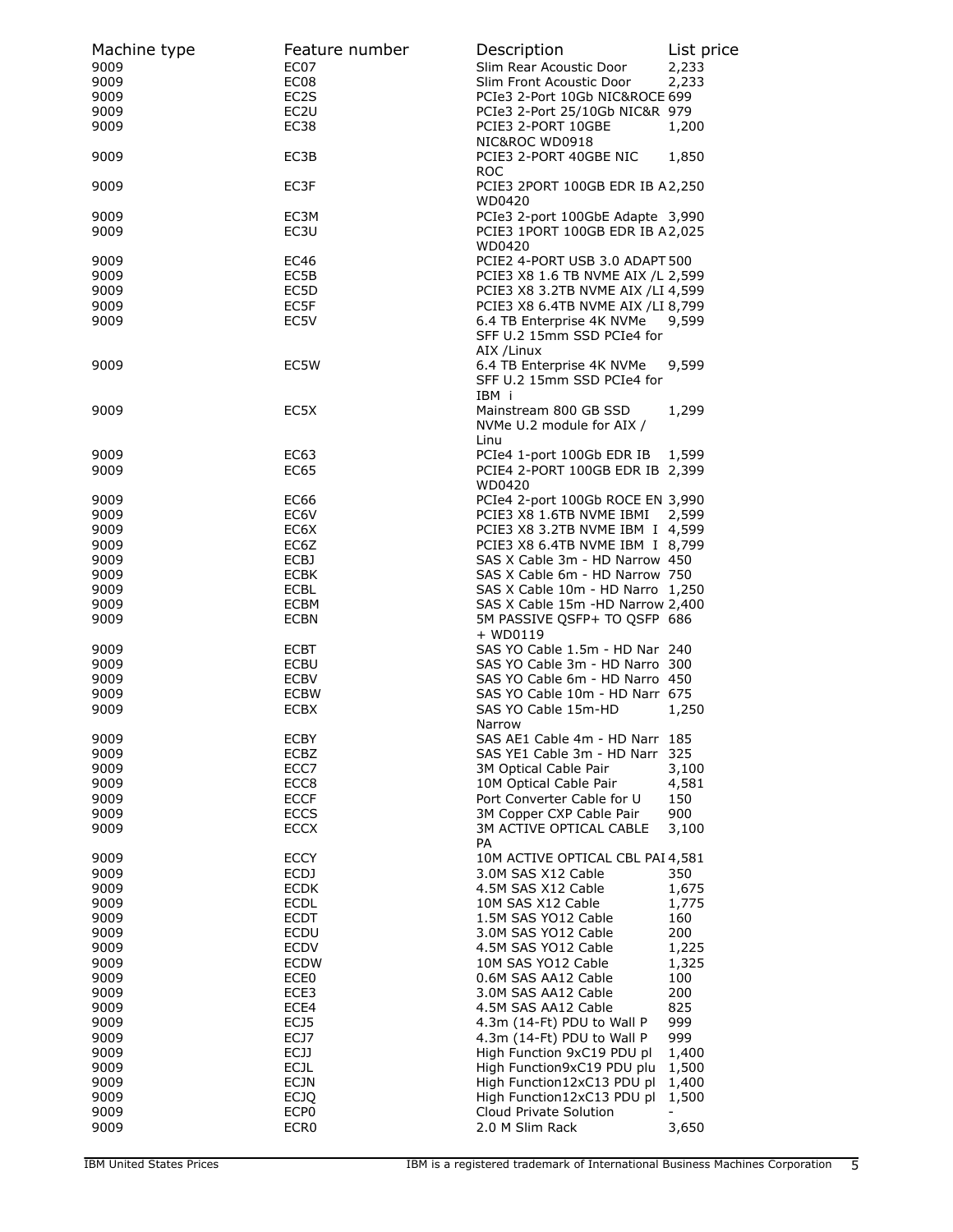| Machine type | Feature number | Description | List price |
|---|---|---|---|
| 9009 | EC07 | Slim Rear Acoustic Door | 2,233 |
| 9009 | EC08 | Slim Front Acoustic Door | 2,233 |
| 9009 | EC2S | PCIe3 2-Port 10Gb NIC&ROCE | 699 |
| 9009 | EC2U | PCIe3 2-Port 25/10Gb NIC&R | 979 |
| 9009 | EC38 | PCIE3 2-PORT 10GBE NIC&ROC WD0918 | 1,200 |
| 9009 | EC3B | PCIE3 2-PORT 40GBE NIC ROC | 1,850 |
| 9009 | EC3F | PCIE3 2PORT 100GB EDR IB A WD0420 | 2,250 |
| 9009 | EC3M | PCIe3 2-port 100GbE Adapte | 3,990 |
| 9009 | EC3U | PCIE3 1PORT 100GB EDR IB A WD0420 | 2,025 |
| 9009 | EC46 | PCIE2 4-PORT USB 3.0 ADAPT | 500 |
| 9009 | EC5B | PCIE3 X8 1.6 TB NVME AIX /L | 2,599 |
| 9009 | EC5D | PCIE3 X8 3.2TB NVME AIX /LI | 4,599 |
| 9009 | EC5F | PCIE3 X8 6.4TB NVME AIX /LI | 8,799 |
| 9009 | EC5V | 6.4 TB Enterprise 4K NVMe SFF U.2 15mm SSD PCIe4 for AIX /Linux | 9,599 |
| 9009 | EC5W | 6.4 TB Enterprise 4K NVMe SFF U.2 15mm SSD PCIe4 for IBM i | 9,599 |
| 9009 | EC5X | Mainstream 800 GB SSD NVMe U.2 module for AIX / Linu | 1,299 |
| 9009 | EC63 | PCIe4 1-port 100Gb EDR IB | 1,599 |
| 9009 | EC65 | PCIE4 2-PORT 100GB EDR IB WD0420 | 2,399 |
| 9009 | EC66 | PCIe4 2-port 100Gb ROCE EN | 3,990 |
| 9009 | EC6V | PCIE3 X8 1.6TB NVME IBMI | 2,599 |
| 9009 | EC6X | PCIE3 X8 3.2TB NVME IBM I | 4,599 |
| 9009 | EC6Z | PCIE3 X8 6.4TB NVME IBM I | 8,799 |
| 9009 | ECBJ | SAS X Cable 3m - HD Narrow | 450 |
| 9009 | ECBK | SAS X Cable 6m - HD Narrow | 750 |
| 9009 | ECBL | SAS X Cable 10m - HD Narro | 1,250 |
| 9009 | ECBM | SAS X Cable 15m -HD Narrow | 2,400 |
| 9009 | ECBN | 5M PASSIVE QSFP+ TO QSFP + WD0119 | 686 |
| 9009 | ECBT | SAS YO Cable 1.5m - HD Nar | 240 |
| 9009 | ECBU | SAS YO Cable 3m - HD Narro | 300 |
| 9009 | ECBV | SAS YO Cable 6m - HD Narro | 450 |
| 9009 | ECBW | SAS YO Cable 10m - HD Narr | 675 |
| 9009 | ECBX | SAS YO Cable 15m-HD Narrow | 1,250 |
| 9009 | ECBY | SAS AE1 Cable 4m - HD Narr | 185 |
| 9009 | ECBZ | SAS YE1 Cable 3m - HD Narr | 325 |
| 9009 | ECC7 | 3M Optical Cable Pair | 3,100 |
| 9009 | ECC8 | 10M Optical Cable Pair | 4,581 |
| 9009 | ECCF | Port Converter Cable for U | 150 |
| 9009 | ECCS | 3M Copper CXP Cable Pair | 900 |
| 9009 | ECCX | 3M ACTIVE OPTICAL CABLE PA | 3,100 |
| 9009 | ECCY | 10M ACTIVE OPTICAL CBL PAI | 4,581 |
| 9009 | ECDJ | 3.0M SAS X12 Cable | 350 |
| 9009 | ECDK | 4.5M SAS X12 Cable | 1,675 |
| 9009 | ECDL | 10M SAS X12 Cable | 1,775 |
| 9009 | ECDT | 1.5M SAS YO12 Cable | 160 |
| 9009 | ECDU | 3.0M SAS YO12 Cable | 200 |
| 9009 | ECDV | 4.5M SAS YO12 Cable | 1,225 |
| 9009 | ECDW | 10M SAS YO12 Cable | 1,325 |
| 9009 | ECE0 | 0.6M SAS AA12 Cable | 100 |
| 9009 | ECE3 | 3.0M SAS AA12 Cable | 200 |
| 9009 | ECE4 | 4.5M SAS AA12 Cable | 825 |
| 9009 | ECJ5 | 4.3m (14-Ft) PDU to Wall P | 999 |
| 9009 | ECJ7 | 4.3m (14-Ft) PDU to Wall P | 999 |
| 9009 | ECJJ | High Function 9xC19 PDU pl | 1,400 |
| 9009 | ECJL | High Function9xC19 PDU plu | 1,500 |
| 9009 | ECJN | High Function12xC13 PDU pl | 1,400 |
| 9009 | ECJQ | High Function12xC13 PDU pl | 1,500 |
| 9009 | ECP0 | Cloud Private Solution | - |
| 9009 | ECR0 | 2.0 M Slim Rack | 3,650 |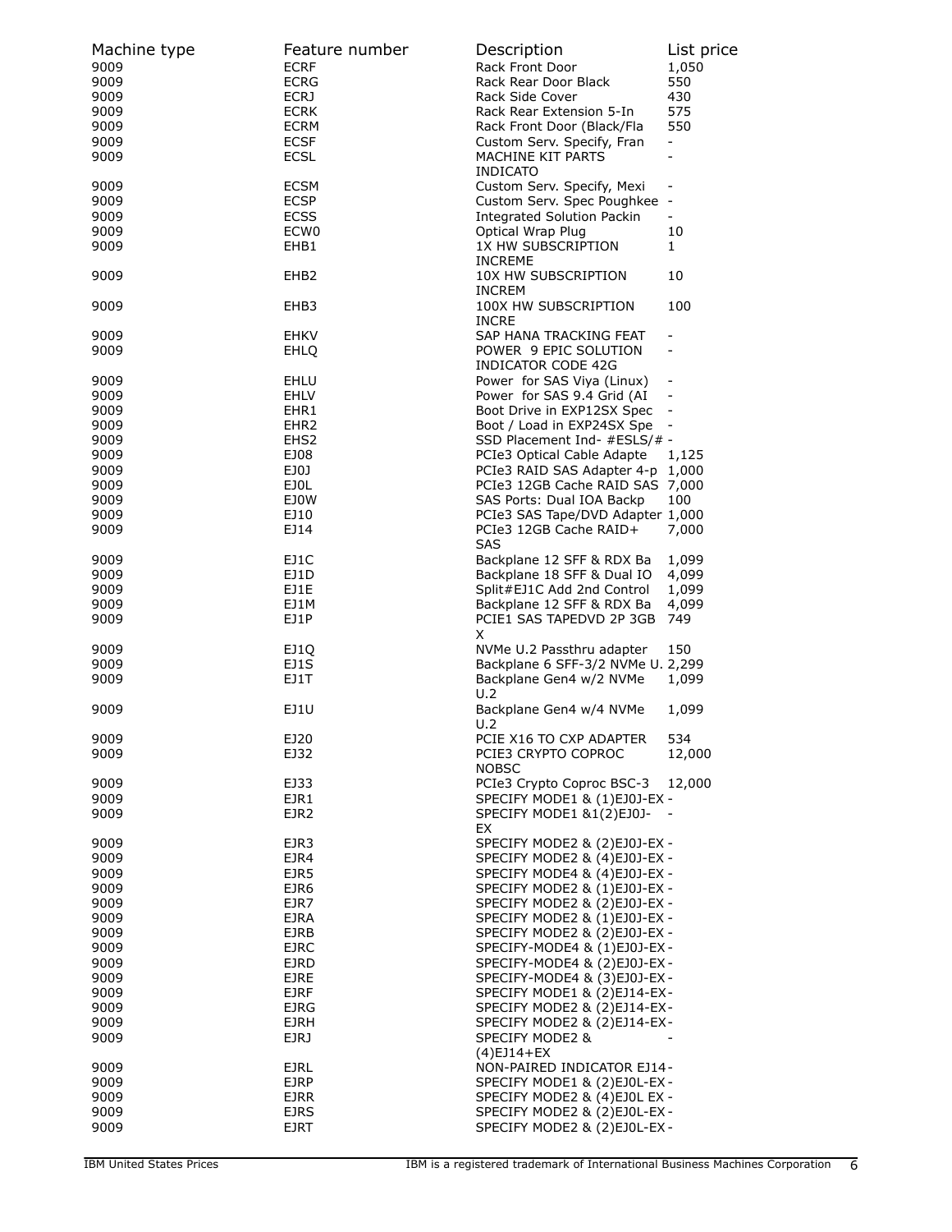| Machine type | Feature number | Description | List price |
|---|---|---|---|
| 9009 | ECRF | Rack Front Door | 1,050 |
| 9009 | ECRG | Rack Rear Door Black | 550 |
| 9009 | ECRJ | Rack Side Cover | 430 |
| 9009 | ECRK | Rack Rear Extension 5-In | 575 |
| 9009 | ECRM | Rack Front Door (Black/Fla | 550 |
| 9009 | ECSF | Custom Serv. Specify, Fran | - |
| 9009 | ECSL | MACHINE KIT PARTS INDICATO | - |
| 9009 | ECSM | Custom Serv. Specify, Mexi | - |
| 9009 | ECSP | Custom Serv. Spec Poughkee | - |
| 9009 | ECSS | Integrated Solution Packin | - |
| 9009 | ECW0 | Optical Wrap Plug | 10 |
| 9009 | EHB1 | 1X HW SUBSCRIPTION INCREME | 1 |
| 9009 | EHB2 | 10X HW SUBSCRIPTION INCREM | 10 |
| 9009 | EHB3 | 100X HW SUBSCRIPTION INCRE | 100 |
| 9009 | EHKV | SAP HANA TRACKING FEAT | - |
| 9009 | EHLQ | POWER 9 EPIC SOLUTION INDICATOR CODE 42G | - |
| 9009 | EHLU | Power for SAS Viya (Linux) | - |
| 9009 | EHLV | Power for SAS 9.4 Grid (AI | - |
| 9009 | EHR1 | Boot Drive in EXP12SX Spec | - |
| 9009 | EHR2 | Boot / Load in EXP24SX Spe | - |
| 9009 | EHS2 | SSD Placement Ind- #ESLS/# | - |
| 9009 | EJ08 | PCIe3 Optical Cable Adapte | 1,125 |
| 9009 | EJ0J | PCIe3 RAID SAS Adapter 4-p | 1,000 |
| 9009 | EJ0L | PCIe3 12GB Cache RAID SAS | 7,000 |
| 9009 | EJ0W | SAS Ports: Dual IOA Backp | 100 |
| 9009 | EJ10 | PCIe3 SAS Tape/DVD Adapter | 1,000 |
| 9009 | EJ14 | PCIe3 12GB Cache RAID+ SAS | 7,000 |
| 9009 | EJ1C | Backplane 12 SFF & RDX Ba | 1,099 |
| 9009 | EJ1D | Backplane 18 SFF & Dual IO | 4,099 |
| 9009 | EJ1E | Split#EJ1C Add 2nd Control | 1,099 |
| 9009 | EJ1M | Backplane 12 SFF & RDX Ba | 4,099 |
| 9009 | EJ1P | PCIE1 SAS TAPEDVD 2P 3GB X | 749 |
| 9009 | EJ1Q | NVMe U.2 Passthru adapter | 150 |
| 9009 | EJ1S | Backplane 6 SFF-3/2 NVMe U. | 2,299 |
| 9009 | EJ1T | Backplane Gen4 w/2 NVMe U.2 | 1,099 |
| 9009 | EJ1U | Backplane Gen4 w/4 NVMe U.2 | 1,099 |
| 9009 | EJ20 | PCIE X16 TO CXP ADAPTER | 534 |
| 9009 | EJ32 | PCIE3 CRYPTO COPROC NOBSC | 12,000 |
| 9009 | EJ33 | PCIe3 Crypto Coproc BSC-3 | 12,000 |
| 9009 | EJR1 | SPECIFY MODE1 & (1)EJ0J-EX | - |
| 9009 | EJR2 | SPECIFY MODE1 &1(2)EJ0J-EX | - |
| 9009 | EJR3 | SPECIFY MODE2 & (2)EJ0J-EX | - |
| 9009 | EJR4 | SPECIFY MODE2 & (4)EJ0J-EX | - |
| 9009 | EJR5 | SPECIFY MODE4 & (4)EJ0J-EX | - |
| 9009 | EJR6 | SPECIFY MODE2 & (1)EJ0J-EX | - |
| 9009 | EJR7 | SPECIFY MODE2 & (2)EJ0J-EX | - |
| 9009 | EJRA | SPECIFY MODE2 & (1)EJ0J-EX | - |
| 9009 | EJRB | SPECIFY MODE2 & (2)EJ0J-EX | - |
| 9009 | EJRC | SPECIFY-MODE4 & (1)EJ0J-EX | - |
| 9009 | EJRD | SPECIFY-MODE4 & (2)EJ0J-EX | - |
| 9009 | EJRE | SPECIFY-MODE4 & (3)EJ0J-EX | - |
| 9009 | EJRF | SPECIFY MODE1 & (2)EJ14-EX | - |
| 9009 | EJRG | SPECIFY MODE2 & (2)EJ14-EX | - |
| 9009 | EJRH | SPECIFY MODE2 & (2)EJ14-EX | - |
| 9009 | EJRJ | SPECIFY MODE2 & (4)EJ14+EX | - |
| 9009 | EJRL | NON-PAIRED INDICATOR EJ14 | - |
| 9009 | EJRP | SPECIFY MODE1 & (2)EJ0L-EX | - |
| 9009 | EJRR | SPECIFY MODE2 & (4)EJ0L EX | - |
| 9009 | EJRS | SPECIFY MODE2 & (2)EJ0L-EX | - |
| 9009 | EJRT | SPECIFY MODE2 & (2)EJ0L-EX | - |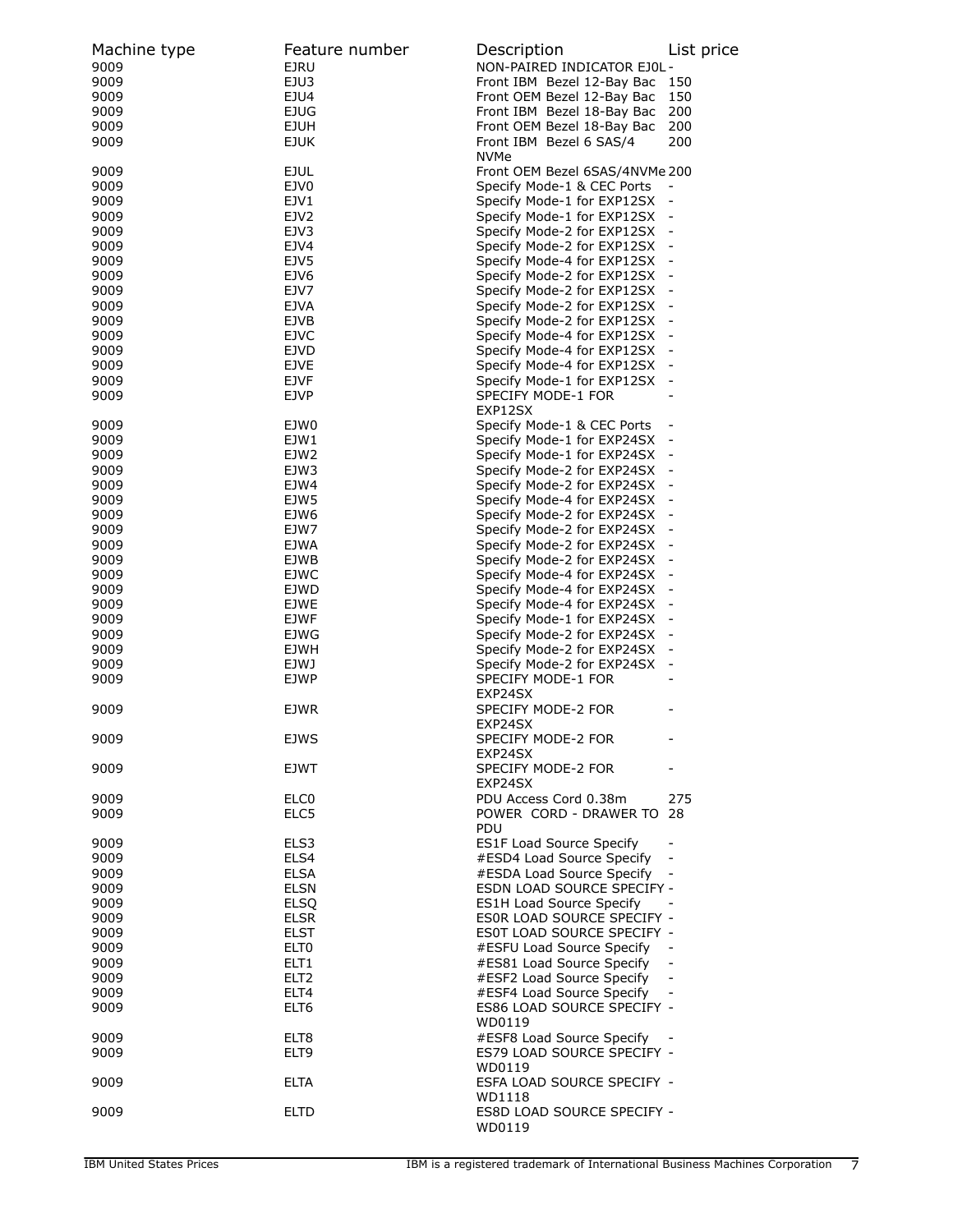| Machine type | Feature number | Description | List price |
|---|---|---|---|
| 9009 | EJRU | NON-PAIRED INDICATOR EJ0L | - |
| 9009 | EJU3 | Front IBM Bezel 12-Bay Bac | 150 |
| 9009 | EJU4 | Front OEM Bezel 12-Bay Bac | 150 |
| 9009 | EJUG | Front IBM Bezel 18-Bay Bac | 200 |
| 9009 | EJUH | Front OEM Bezel 18-Bay Bac | 200 |
| 9009 | EJUK | Front IBM Bezel 6 SAS/4 NVMe | 200 |
| 9009 | EJUL | Front OEM Bezel 6SAS/4NVMe | 200 |
| 9009 | EJV0 | Specify Mode-1 & CEC Ports | - |
| 9009 | EJV1 | Specify Mode-1 for EXP12SX | - |
| 9009 | EJV2 | Specify Mode-1 for EXP12SX | - |
| 9009 | EJV3 | Specify Mode-2 for EXP12SX | - |
| 9009 | EJV4 | Specify Mode-2 for EXP12SX | - |
| 9009 | EJV5 | Specify Mode-4 for EXP12SX | - |
| 9009 | EJV6 | Specify Mode-2 for EXP12SX | - |
| 9009 | EJV7 | Specify Mode-2 for EXP12SX | - |
| 9009 | EJVA | Specify Mode-2 for EXP12SX | - |
| 9009 | EJVB | Specify Mode-2 for EXP12SX | - |
| 9009 | EJVC | Specify Mode-4 for EXP12SX | - |
| 9009 | EJVD | Specify Mode-4 for EXP12SX | - |
| 9009 | EJVE | Specify Mode-4 for EXP12SX | - |
| 9009 | EJVF | Specify Mode-1 for EXP12SX | - |
| 9009 | EJVP | SPECIFY MODE-1 FOR EXP12SX | - |
| 9009 | EJW0 | Specify Mode-1 & CEC Ports | - |
| 9009 | EJW1 | Specify Mode-1 for EXP24SX | - |
| 9009 | EJW2 | Specify Mode-1 for EXP24SX | - |
| 9009 | EJW3 | Specify Mode-2 for EXP24SX | - |
| 9009 | EJW4 | Specify Mode-2 for EXP24SX | - |
| 9009 | EJW5 | Specify Mode-4 for EXP24SX | - |
| 9009 | EJW6 | Specify Mode-2 for EXP24SX | - |
| 9009 | EJW7 | Specify Mode-2 for EXP24SX | - |
| 9009 | EJWA | Specify Mode-2 for EXP24SX | - |
| 9009 | EJWB | Specify Mode-2 for EXP24SX | - |
| 9009 | EJWC | Specify Mode-4 for EXP24SX | - |
| 9009 | EJWD | Specify Mode-4 for EXP24SX | - |
| 9009 | EJWE | Specify Mode-4 for EXP24SX | - |
| 9009 | EJWF | Specify Mode-1 for EXP24SX | - |
| 9009 | EJWG | Specify Mode-2 for EXP24SX | - |
| 9009 | EJWH | Specify Mode-2 for EXP24SX | - |
| 9009 | EJWJ | Specify Mode-2 for EXP24SX | - |
| 9009 | EJWP | SPECIFY MODE-1 FOR EXP24SX | - |
| 9009 | EJWR | SPECIFY MODE-2 FOR EXP24SX | - |
| 9009 | EJWS | SPECIFY MODE-2 FOR EXP24SX | - |
| 9009 | EJWT | SPECIFY MODE-2 FOR EXP24SX | - |
| 9009 | ELC0 | PDU Access Cord 0.38m | 275 |
| 9009 | ELC5 | POWER CORD - DRAWER TO PDU | 28 |
| 9009 | ELS3 | ES1F Load Source Specify | - |
| 9009 | ELS4 | #ESD4 Load Source Specify | - |
| 9009 | ELSA | #ESDA Load Source Specify | - |
| 9009 | ELSN | ESDN LOAD SOURCE SPECIFY | - |
| 9009 | ELSQ | ES1H Load Source Specify | - |
| 9009 | ELSR | ES0R LOAD SOURCE SPECIFY | - |
| 9009 | ELST | ES0T LOAD SOURCE SPECIFY | - |
| 9009 | ELT0 | #ESFU Load Source Specify | - |
| 9009 | ELT1 | #ES81 Load Source Specify | - |
| 9009 | ELT2 | #ESF2 Load Source Specify | - |
| 9009 | ELT4 | #ESF4 Load Source Specify | - |
| 9009 | ELT6 | ES86 LOAD SOURCE SPECIFY WD0119 | - |
| 9009 | ELT8 | #ESF8 Load Source Specify | - |
| 9009 | ELT9 | ES79 LOAD SOURCE SPECIFY WD0119 | - |
| 9009 | ELTA | ESFA LOAD SOURCE SPECIFY WD1118 | - |
| 9009 | ELTD | ES8D LOAD SOURCE SPECIFY WD0119 | - |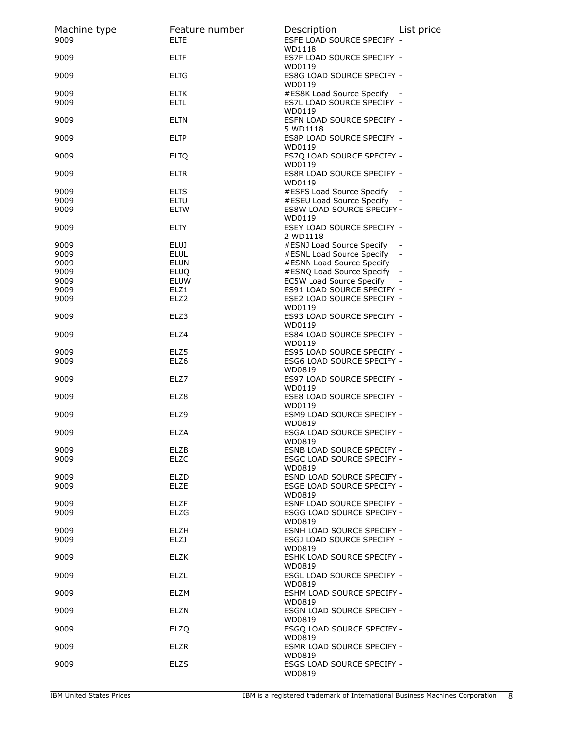| Machine type | Feature number | Description | List price |
|---|---|---|---|
| 9009 | ELTE | ESFE LOAD SOURCE SPECIFY - WD1118 | - |
| 9009 | ELTF | ES7F LOAD SOURCE SPECIFY - WD0119 | - |
| 9009 | ELTG | ES8G LOAD SOURCE SPECIFY - WD0119 | - |
| 9009 | ELTK | #ES8K Load Source Specify | - |
| 9009 | ELTL | ES7L LOAD SOURCE SPECIFY - WD0119 | - |
| 9009 | ELTN | ESFN LOAD SOURCE SPECIFY - 5 WD1118 | - |
| 9009 | ELTP | ES8P LOAD SOURCE SPECIFY - WD0119 | - |
| 9009 | ELTQ | ES7Q LOAD SOURCE SPECIFY - WD0119 | - |
| 9009 | ELTR | ES8R LOAD SOURCE SPECIFY - WD0119 | - |
| 9009 | ELTS | #ESFS Load Source Specify | - |
| 9009 | ELTU | #ESEU Load Source Specify | - |
| 9009 | ELTW | ES8W LOAD SOURCE SPECIFY - WD0119 | - |
| 9009 | ELTY | ESEY LOAD SOURCE SPECIFY - 2 WD1118 | - |
| 9009 | ELUJ | #ESNJ Load Source Specify | - |
| 9009 | ELUL | #ESNL Load Source Specify | - |
| 9009 | ELUN | #ESNN Load Source Specify | - |
| 9009 | ELUQ | #ESNQ Load Source Specify | - |
| 9009 | ELUW | EC5W Load Source Specify | - |
| 9009 | ELZ1 | ES91 LOAD SOURCE SPECIFY | - |
| 9009 | ELZ2 | ESE2 LOAD SOURCE SPECIFY - WD0119 | - |
| 9009 | ELZ3 | ES93 LOAD SOURCE SPECIFY - WD0119 | - |
| 9009 | ELZ4 | ES84 LOAD SOURCE SPECIFY - WD0119 | - |
| 9009 | ELZ5 | ES95 LOAD SOURCE SPECIFY | - |
| 9009 | ELZ6 | ESG6 LOAD SOURCE SPECIFY - WD0819 | - |
| 9009 | ELZ7 | ES97 LOAD SOURCE SPECIFY - WD0119 | - |
| 9009 | ELZ8 | ESE8 LOAD SOURCE SPECIFY - WD0119 | - |
| 9009 | ELZ9 | ESM9 LOAD SOURCE SPECIFY - WD0819 | - |
| 9009 | ELZA | ESGA LOAD SOURCE SPECIFY - WD0819 | - |
| 9009 | ELZB | ESNB LOAD SOURCE SPECIFY | - |
| 9009 | ELZC | ESGC LOAD SOURCE SPECIFY - WD0819 | - |
| 9009 | ELZD | ESND LOAD SOURCE SPECIFY | - |
| 9009 | ELZE | ESGE LOAD SOURCE SPECIFY - WD0819 | - |
| 9009 | ELZF | ESNF LOAD SOURCE SPECIFY | - |
| 9009 | ELZG | ESGG LOAD SOURCE SPECIFY - WD0819 | - |
| 9009 | ELZH | ESNH LOAD SOURCE SPECIFY | - |
| 9009 | ELZJ | ESGJ LOAD SOURCE SPECIFY - WD0819 | - |
| 9009 | ELZK | ESHK LOAD SOURCE SPECIFY - WD0819 | - |
| 9009 | ELZL | ESGL LOAD SOURCE SPECIFY - WD0819 | - |
| 9009 | ELZM | ESHM LOAD SOURCE SPECIFY - WD0819 | - |
| 9009 | ELZN | ESGN LOAD SOURCE SPECIFY - WD0819 | - |
| 9009 | ELZQ | ESGQ LOAD SOURCE SPECIFY - WD0819 | - |
| 9009 | ELZR | ESMR LOAD SOURCE SPECIFY - WD0819 | - |
| 9009 | ELZS | ESGS LOAD SOURCE SPECIFY - WD0819 | - |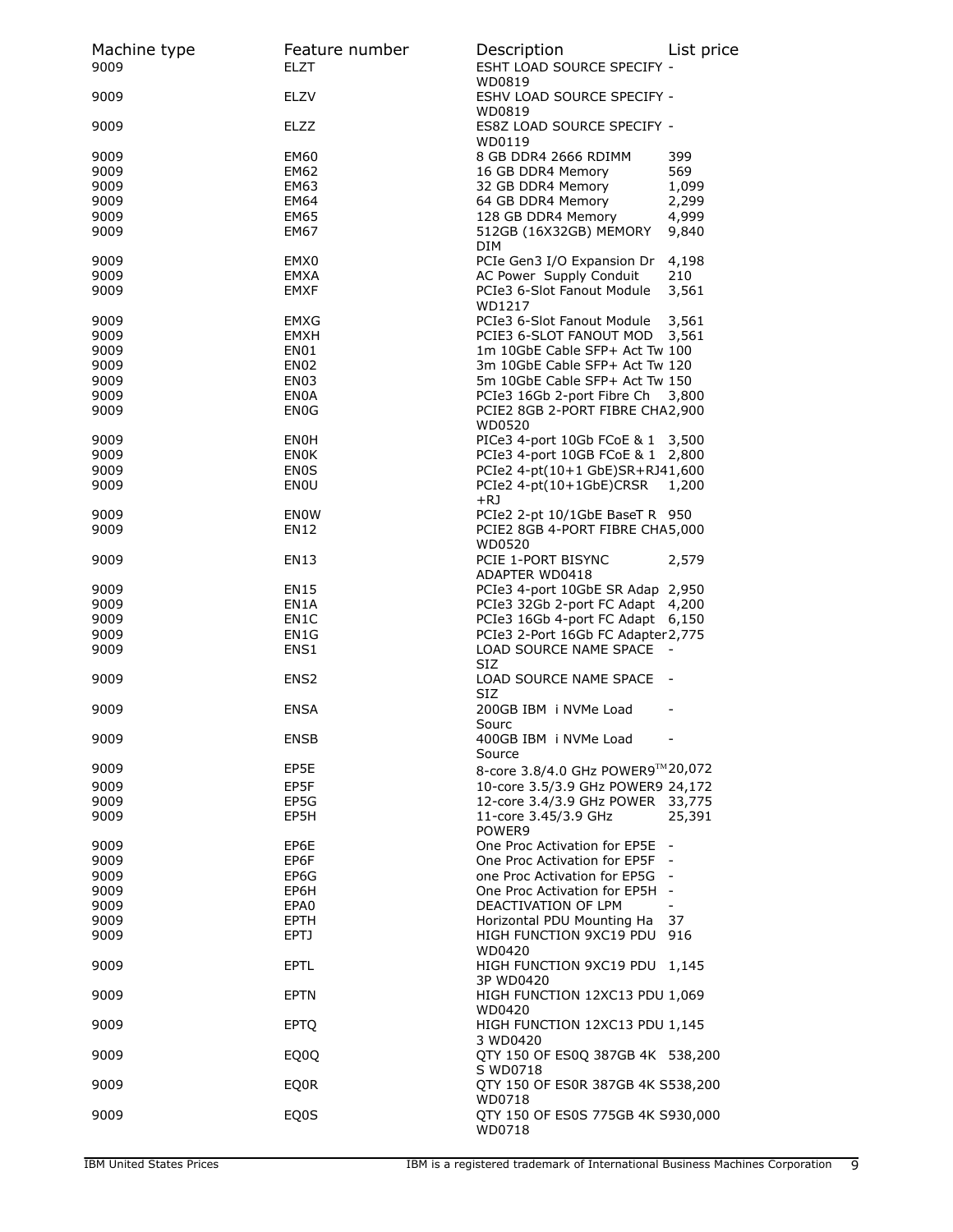| Machine type | Feature number | Description | List price |
|---|---|---|---|
| 9009 | ELZT | ESHT LOAD SOURCE SPECIFY - WD0819 | |
| 9009 | ELZV | ESHV LOAD SOURCE SPECIFY - WD0819 | |
| 9009 | ELZZ | ES8Z LOAD SOURCE SPECIFY - WD0119 | |
| 9009 | EM60 | 8 GB DDR4 2666 RDIMM | 399 |
| 9009 | EM62 | 16 GB DDR4 Memory | 569 |
| 9009 | EM63 | 32 GB DDR4 Memory | 1,099 |
| 9009 | EM64 | 64 GB DDR4 Memory | 2,299 |
| 9009 | EM65 | 128 GB DDR4 Memory | 4,999 |
| 9009 | EM67 | 512GB (16X32GB) MEMORY DIM | 9,840 |
| 9009 | EMX0 | PCIe Gen3 I/O Expansion Dr | 4,198 |
| 9009 | EMXA | AC Power Supply Conduit | 210 |
| 9009 | EMXF | PCIe3 6-Slot Fanout Module WD1217 | 3,561 |
| 9009 | EMXG | PCIe3 6-Slot Fanout Module | 3,561 |
| 9009 | EMXH | PCIE3 6-SLOT FANOUT MOD | 3,561 |
| 9009 | EN01 | 1m 10GbE Cable SFP+ Act Tw | 100 |
| 9009 | EN02 | 3m 10GbE Cable SFP+ Act Tw | 120 |
| 9009 | EN03 | 5m 10GbE Cable SFP+ Act Tw | 150 |
| 9009 | EN0A | PCIe3 16Gb 2-port Fibre Ch | 3,800 |
| 9009 | EN0G | PCIE2 8GB 2-PORT FIBRE CHA WD0520 | 2,900 |
| 9009 | EN0H | PICe3 4-port 10Gb FCoE & 1 | 3,500 |
| 9009 | EN0K | PCIe3 4-port 10GB FCoE & 1 | 2,800 |
| 9009 | EN0S | PCIe2 4-pt(10+1 GbE)SR+RJ4 | 1,600 |
| 9009 | EN0U | PCIe2 4-pt(10+1GbE)CRSR +RJ | 1,200 |
| 9009 | EN0W | PCIe2 2-pt 10/1GbE BaseT R | 950 |
| 9009 | EN12 | PCIE2 8GB 4-PORT FIBRE CHA WD0520 | 5,000 |
| 9009 | EN13 | PCIE 1-PORT BISYNC ADAPTER WD0418 | 2,579 |
| 9009 | EN15 | PCIe3 4-port 10GbE SR Adap | 2,950 |
| 9009 | EN1A | PCIe3 32Gb 2-port FC Adapt | 4,200 |
| 9009 | EN1C | PCIe3 16Gb 4-port FC Adapt | 6,150 |
| 9009 | EN1G | PCIe3 2-Port 16Gb FC Adapter | 2,775 |
| 9009 | ENS1 | LOAD SOURCE NAME SPACE SIZ | - |
| 9009 | ENS2 | LOAD SOURCE NAME SPACE SIZ | - |
| 9009 | ENSA | 200GB IBM i NVMe Load Sourc | - |
| 9009 | ENSB | 400GB IBM i NVMe Load Source | - |
| 9009 | EP5E | 8-core 3.8/4.0 GHz POWER9™ | 20,072 |
| 9009 | EP5F | 10-core 3.5/3.9 GHz POWER9 | 24,172 |
| 9009 | EP5G | 12-core 3.4/3.9 GHz POWER | 33,775 |
| 9009 | EP5H | 11-core 3.45/3.9 GHz POWER9 | 25,391 |
| 9009 | EP6E | One Proc Activation for EP5E | - |
| 9009 | EP6F | One Proc Activation for EP5F | - |
| 9009 | EP6G | one Proc Activation for EP5G | - |
| 9009 | EP6H | One Proc Activation for EP5H | - |
| 9009 | EPA0 | DEACTIVATION OF LPM | - |
| 9009 | EPTH | Horizontal PDU Mounting Ha | 37 |
| 9009 | EPTJ | HIGH FUNCTION 9XC19 PDU WD0420 | 916 |
| 9009 | EPTL | HIGH FUNCTION 9XC19 PDU 3P WD0420 | 1,145 |
| 9009 | EPTN | HIGH FUNCTION 12XC13 PDU WD0420 | 1,069 |
| 9009 | EPTQ | HIGH FUNCTION 12XC13 PDU 3 WD0420 | 1,145 |
| 9009 | EQ0Q | QTY 150 OF ES0Q 387GB 4K S WD0718 | 538,200 |
| 9009 | EQ0R | QTY 150 OF ES0R 387GB 4K S WD0718 | 538,200 |
| 9009 | EQ0S | QTY 150 OF ES0S 775GB 4K S WD0718 | 930,000 |

IBM United States Prices — IBM is a registered trademark of International Business Machines Corporation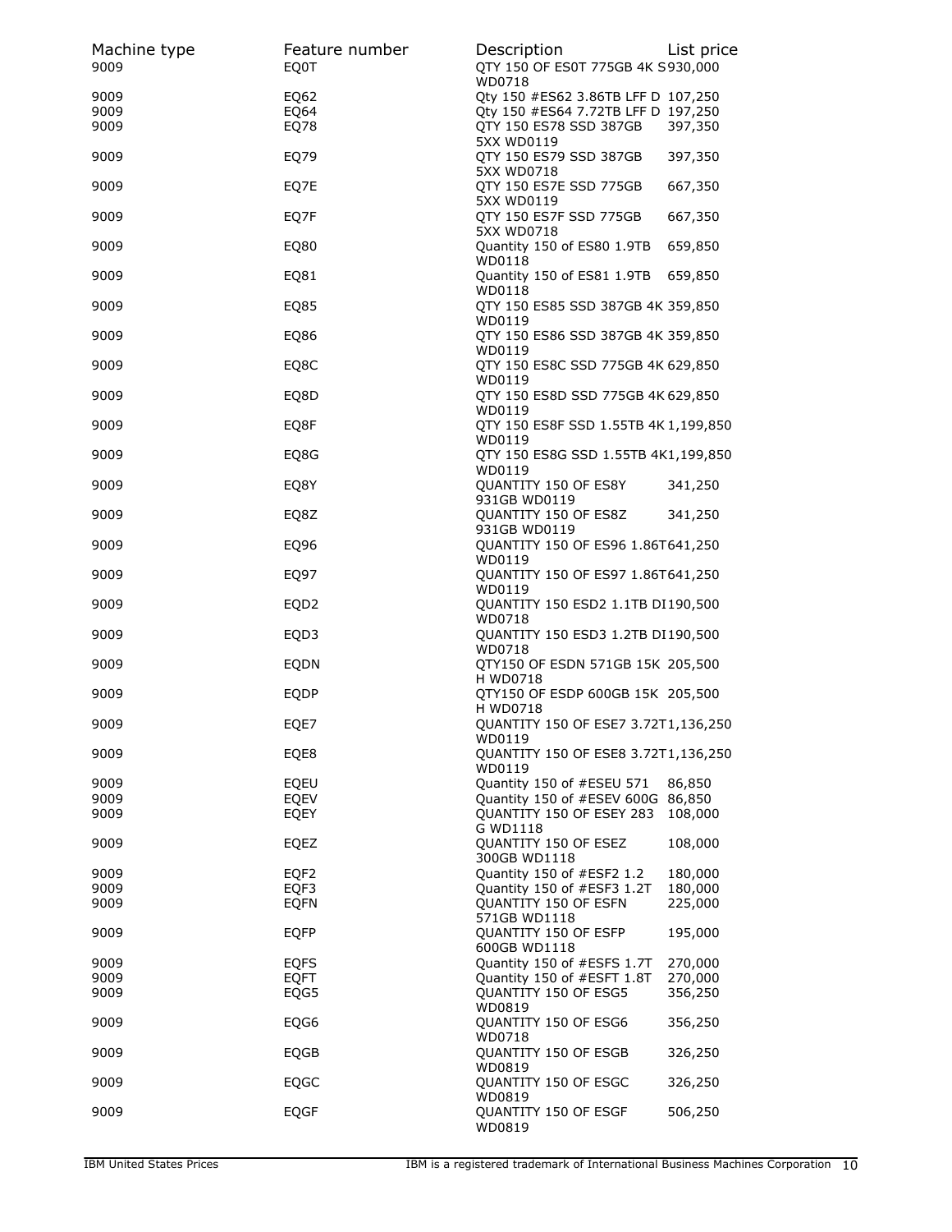| Machine type | Feature number | Description | List price |
|---|---|---|---|
| 9009 | EQ0T | QTY 150 OF ES0T 775GB 4K S WD0718 | 930,000 |
| 9009 | EQ62 | Qty 150 #ES62 3.86TB LFF D | 107,250 |
| 9009 | EQ64 | Qty 150 #ES64 7.72TB LFF D | 197,250 |
| 9009 | EQ78 | QTY 150 ES78 SSD 387GB 5XX WD0119 | 397,350 |
| 9009 | EQ79 | QTY 150 ES79 SSD 387GB 5XX WD0718 | 397,350 |
| 9009 | EQ7E | QTY 150 ES7E SSD 775GB 5XX WD0119 | 667,350 |
| 9009 | EQ7F | QTY 150 ES7F SSD 775GB 5XX WD0718 | 667,350 |
| 9009 | EQ80 | Quantity 150 of ES80 1.9TB WD0118 | 659,850 |
| 9009 | EQ81 | Quantity 150 of ES81 1.9TB WD0118 | 659,850 |
| 9009 | EQ85 | QTY 150 ES85 SSD 387GB 4K WD0119 | 359,850 |
| 9009 | EQ86 | QTY 150 ES86 SSD 387GB 4K WD0119 | 359,850 |
| 9009 | EQ8C | QTY 150 ES8C SSD 775GB 4K WD0119 | 629,850 |
| 9009 | EQ8D | QTY 150 ES8D SSD 775GB 4K WD0119 | 629,850 |
| 9009 | EQ8F | QTY 150 ES8F SSD 1.55TB 4K WD0119 | 1,199,850 |
| 9009 | EQ8G | QTY 150 ES8G SSD 1.55TB 4K WD0119 | 1,199,850 |
| 9009 | EQ8Y | QUANTITY 150 OF ES8Y 931GB WD0119 | 341,250 |
| 9009 | EQ8Z | QUANTITY 150 OF ES8Z 931GB WD0119 | 341,250 |
| 9009 | EQ96 | QUANTITY 150 OF ES96 1.86T WD0119 | 641,250 |
| 9009 | EQ97 | QUANTITY 150 OF ES97 1.86T WD0119 | 641,250 |
| 9009 | EQD2 | QUANTITY 150 ESD2 1.1TB DI WD0718 | 190,500 |
| 9009 | EQD3 | QUANTITY 150 ESD3 1.2TB DI WD0718 | 190,500 |
| 9009 | EQDN | QTY150 OF ESDN 571GB 15K H WD0718 | 205,500 |
| 9009 | EQDP | QTY150 OF ESDP 600GB 15K H WD0718 | 205,500 |
| 9009 | EQE7 | QUANTITY 150 OF ESE7 3.72T WD0119 | 1,136,250 |
| 9009 | EQE8 | QUANTITY 150 OF ESE8 3.72T WD0119 | 1,136,250 |
| 9009 | EQEU | Quantity 150 of #ESEU 571 | 86,850 |
| 9009 | EQEV | Quantity 150 of #ESEV 600G | 86,850 |
| 9009 | EQEY | QUANTITY 150 OF ESEY 283 G WD1118 | 108,000 |
| 9009 | EQEZ | QUANTITY 150 OF ESEZ 300GB WD1118 | 108,000 |
| 9009 | EQF2 | Quantity 150 of #ESF2 1.2 | 180,000 |
| 9009 | EQF3 | Quantity 150 of #ESF3 1.2T | 180,000 |
| 9009 | EQFN | QUANTITY 150 OF ESFN 571GB WD1118 | 225,000 |
| 9009 | EQFP | QUANTITY 150 OF ESFP 600GB WD1118 | 195,000 |
| 9009 | EQFS | Quantity 150 of #ESFS 1.7T | 270,000 |
| 9009 | EQFT | Quantity 150 of #ESFT 1.8T | 270,000 |
| 9009 | EQG5 | QUANTITY 150 OF ESG5 WD0819 | 356,250 |
| 9009 | EQG6 | QUANTITY 150 OF ESG6 WD0718 | 356,250 |
| 9009 | EQGB | QUANTITY 150 OF ESGB WD0819 | 326,250 |
| 9009 | EQGC | QUANTITY 150 OF ESGC WD0819 | 326,250 |
| 9009 | EQGF | QUANTITY 150 OF ESGF WD0819 | 506,250 |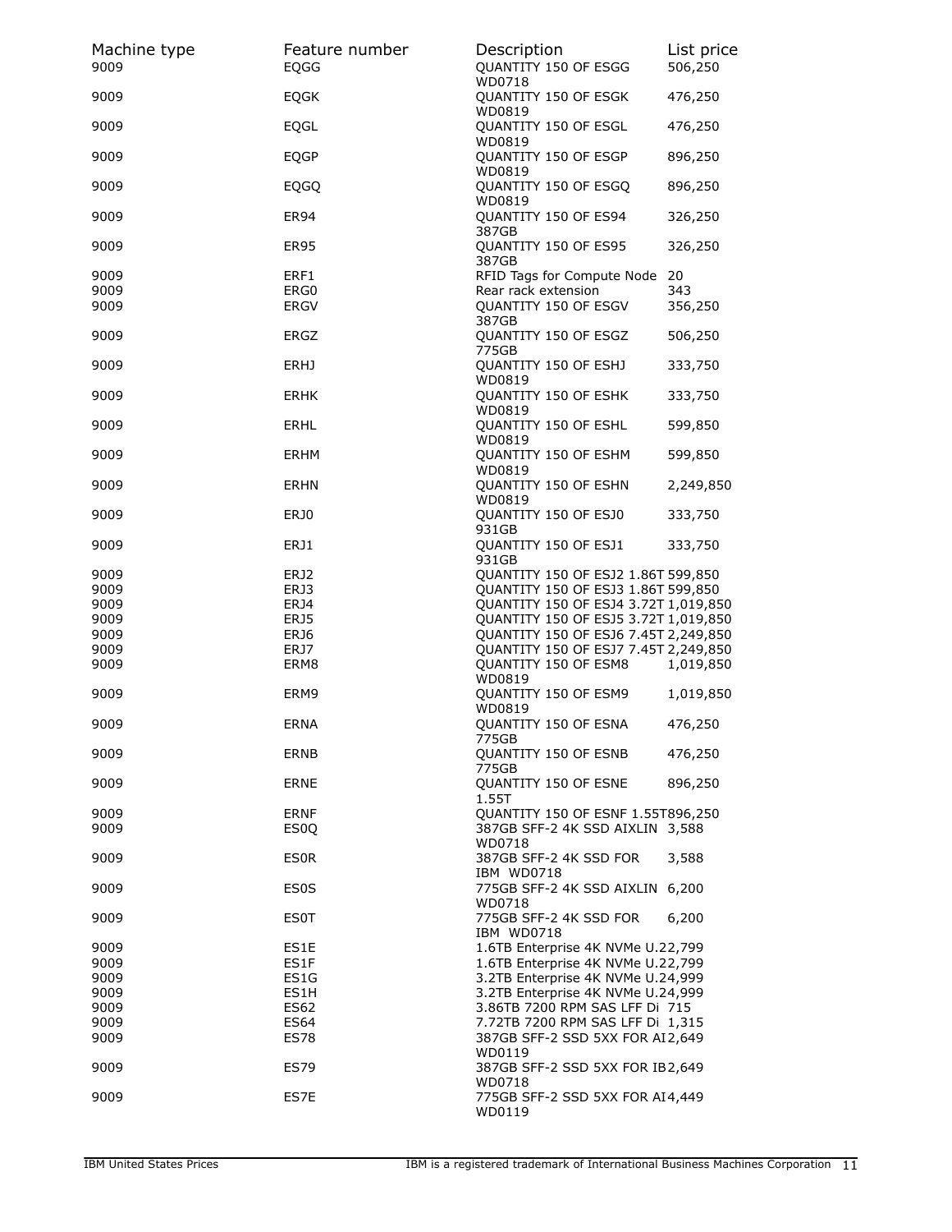| Machine type | Feature number | Description | List price |
| --- | --- | --- | --- |
| 9009 | EQGG | QUANTITY 150 OF ESGG WD0718 | 506,250 |
| 9009 | EQGK | QUANTITY 150 OF ESGK WD0819 | 476,250 |
| 9009 | EQGL | QUANTITY 150 OF ESGL WD0819 | 476,250 |
| 9009 | EQGP | QUANTITY 150 OF ESGP WD0819 | 896,250 |
| 9009 | EQGQ | QUANTITY 150 OF ESGQ WD0819 | 896,250 |
| 9009 | ER94 | QUANTITY 150 OF ES94 387GB | 326,250 |
| 9009 | ER95 | QUANTITY 150 OF ES95 387GB | 326,250 |
| 9009 | ERF1 | RFID Tags for Compute Node | 20 |
| 9009 | ERG0 | Rear rack extension | 343 |
| 9009 | ERGV | QUANTITY 150 OF ESGV 387GB | 356,250 |
| 9009 | ERGZ | QUANTITY 150 OF ESGZ 775GB | 506,250 |
| 9009 | ERHJ | QUANTITY 150 OF ESHJ WD0819 | 333,750 |
| 9009 | ERHK | QUANTITY 150 OF ESHK WD0819 | 333,750 |
| 9009 | ERHL | QUANTITY 150 OF ESHL WD0819 | 599,850 |
| 9009 | ERHM | QUANTITY 150 OF ESHM WD0819 | 599,850 |
| 9009 | ERHN | QUANTITY 150 OF ESHN WD0819 | 2,249,850 |
| 9009 | ERJ0 | QUANTITY 150 OF ESJ0 931GB | 333,750 |
| 9009 | ERJ1 | QUANTITY 150 OF ESJ1 931GB | 333,750 |
| 9009 | ERJ2 | QUANTITY 150 OF ESJ2 1.86T | 599,850 |
| 9009 | ERJ3 | QUANTITY 150 OF ESJ3 1.86T | 599,850 |
| 9009 | ERJ4 | QUANTITY 150 OF ESJ4 3.72T | 1,019,850 |
| 9009 | ERJ5 | QUANTITY 150 OF ESJ5 3.72T | 1,019,850 |
| 9009 | ERJ6 | QUANTITY 150 OF ESJ6 7.45T | 2,249,850 |
| 9009 | ERJ7 | QUANTITY 150 OF ESJ7 7.45T | 2,249,850 |
| 9009 | ERM8 | QUANTITY 150 OF ESM8 WD0819 | 1,019,850 |
| 9009 | ERM9 | QUANTITY 150 OF ESM9 WD0819 | 1,019,850 |
| 9009 | ERNA | QUANTITY 150 OF ESNA 775GB | 476,250 |
| 9009 | ERNB | QUANTITY 150 OF ESNB 775GB | 476,250 |
| 9009 | ERNE | QUANTITY 150 OF ESNE 1.55T | 896,250 |
| 9009 | ERNF | QUANTITY 150 OF ESNF 1.55T | 896,250 |
| 9009 | ES0Q | 387GB SFF-2 4K SSD AIXLIN WD0718 | 3,588 |
| 9009 | ES0R | 387GB SFF-2 4K SSD FOR IBM WD0718 | 3,588 |
| 9009 | ES0S | 775GB SFF-2 4K SSD AIXLIN WD0718 | 6,200 |
| 9009 | ES0T | 775GB SFF-2 4K SSD FOR IBM WD0718 | 6,200 |
| 9009 | ES1E | 1.6TB Enterprise 4K NVMe U.2 | 2,799 |
| 9009 | ES1F | 1.6TB Enterprise 4K NVMe U.2 | 2,799 |
| 9009 | ES1G | 3.2TB Enterprise 4K NVMe U.2 | 4,999 |
| 9009 | ES1H | 3.2TB Enterprise 4K NVMe U.2 | 4,999 |
| 9009 | ES62 | 3.86TB 7200 RPM SAS LFF Di | 715 |
| 9009 | ES64 | 7.72TB 7200 RPM SAS LFF Di | 1,315 |
| 9009 | ES78 | 387GB SFF-2 SSD 5XX FOR AI WD0119 | 2,649 |
| 9009 | ES79 | 387GB SFF-2 SSD 5XX FOR IB WD0718 | 2,649 |
| 9009 | ES7E | 775GB SFF-2 SSD 5XX FOR AI WD0119 | 4,449 |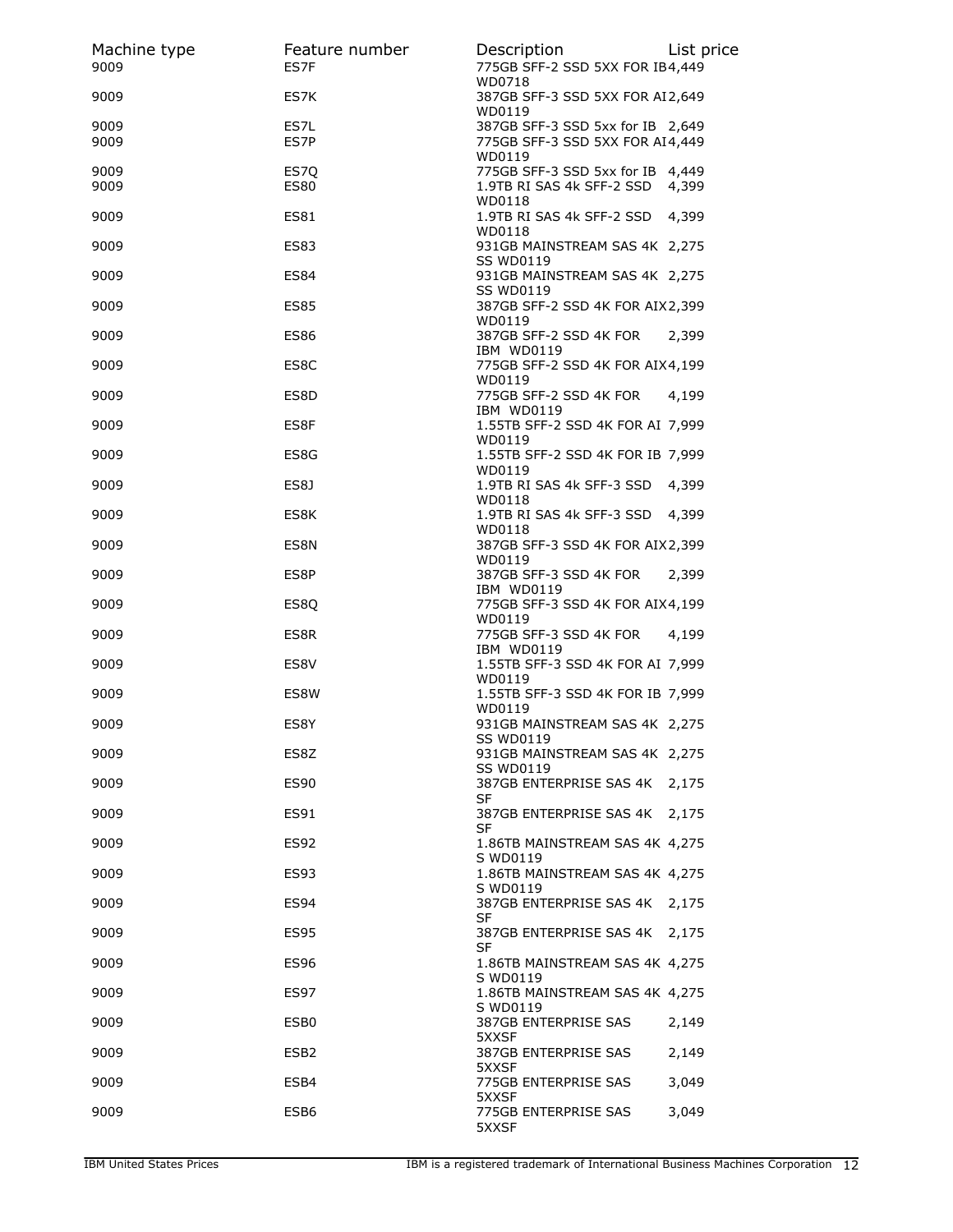| Machine type | Feature number | Description | List price |
|---|---|---|---|
| 9009 | ES7F | 775GB SFF-2 SSD 5XX FOR IB WD0718 | 4,449 |
| 9009 | ES7K | 387GB SFF-3 SSD 5XX FOR AI WD0119 | 2,649 |
| 9009 | ES7L | 387GB SFF-3 SSD 5xx for IB | 2,649 |
| 9009 | ES7P | 775GB SFF-3 SSD 5XX FOR AI WD0119 | 4,449 |
| 9009 | ES7Q | 775GB SFF-3 SSD 5xx for IB | 4,449 |
| 9009 | ES80 | 1.9TB RI SAS 4k SFF-2 SSD WD0118 | 4,399 |
| 9009 | ES81 | 1.9TB RI SAS 4k SFF-2 SSD WD0118 | 4,399 |
| 9009 | ES83 | 931GB MAINSTREAM SAS 4K SS WD0119 | 2,275 |
| 9009 | ES84 | 931GB MAINSTREAM SAS 4K SS WD0119 | 2,275 |
| 9009 | ES85 | 387GB SFF-2 SSD 4K FOR AIX WD0119 | 2,399 |
| 9009 | ES86 | 387GB SFF-2 SSD 4K FOR IBM WD0119 | 2,399 |
| 9009 | ES8C | 775GB SFF-2 SSD 4K FOR AIX WD0119 | 4,199 |
| 9009 | ES8D | 775GB SFF-2 SSD 4K FOR IBM WD0119 | 4,199 |
| 9009 | ES8F | 1.55TB SFF-2 SSD 4K FOR AI WD0119 | 7,999 |
| 9009 | ES8G | 1.55TB SFF-2 SSD 4K FOR IB WD0119 | 7,999 |
| 9009 | ES8J | 1.9TB RI SAS 4k SFF-3 SSD WD0118 | 4,399 |
| 9009 | ES8K | 1.9TB RI SAS 4k SFF-3 SSD WD0118 | 4,399 |
| 9009 | ES8N | 387GB SFF-3 SSD 4K FOR AIX WD0119 | 2,399 |
| 9009 | ES8P | 387GB SFF-3 SSD 4K FOR IBM WD0119 | 2,399 |
| 9009 | ES8Q | 775GB SFF-3 SSD 4K FOR AIX WD0119 | 4,199 |
| 9009 | ES8R | 775GB SFF-3 SSD 4K FOR IBM WD0119 | 4,199 |
| 9009 | ES8V | 1.55TB SFF-3 SSD 4K FOR AI WD0119 | 7,999 |
| 9009 | ES8W | 1.55TB SFF-3 SSD 4K FOR IB WD0119 | 7,999 |
| 9009 | ES8Y | 931GB MAINSTREAM SAS 4K SS WD0119 | 2,275 |
| 9009 | ES8Z | 931GB MAINSTREAM SAS 4K SS WD0119 | 2,275 |
| 9009 | ES90 | 387GB ENTERPRISE SAS 4K SF | 2,175 |
| 9009 | ES91 | 387GB ENTERPRISE SAS 4K SF | 2,175 |
| 9009 | ES92 | 1.86TB MAINSTREAM SAS 4K S WD0119 | 4,275 |
| 9009 | ES93 | 1.86TB MAINSTREAM SAS 4K S WD0119 | 4,275 |
| 9009 | ES94 | 387GB ENTERPRISE SAS 4K SF | 2,175 |
| 9009 | ES95 | 387GB ENTERPRISE SAS 4K SF | 2,175 |
| 9009 | ES96 | 1.86TB MAINSTREAM SAS 4K S WD0119 | 4,275 |
| 9009 | ES97 | 1.86TB MAINSTREAM SAS 4K S WD0119 | 4,275 |
| 9009 | ESB0 | 387GB ENTERPRISE SAS 5XXSF | 2,149 |
| 9009 | ESB2 | 387GB ENTERPRISE SAS 5XXSF | 2,149 |
| 9009 | ESB4 | 775GB ENTERPRISE SAS 5XXSF | 3,049 |
| 9009 | ESB6 | 775GB ENTERPRISE SAS 5XXSF | 3,049 |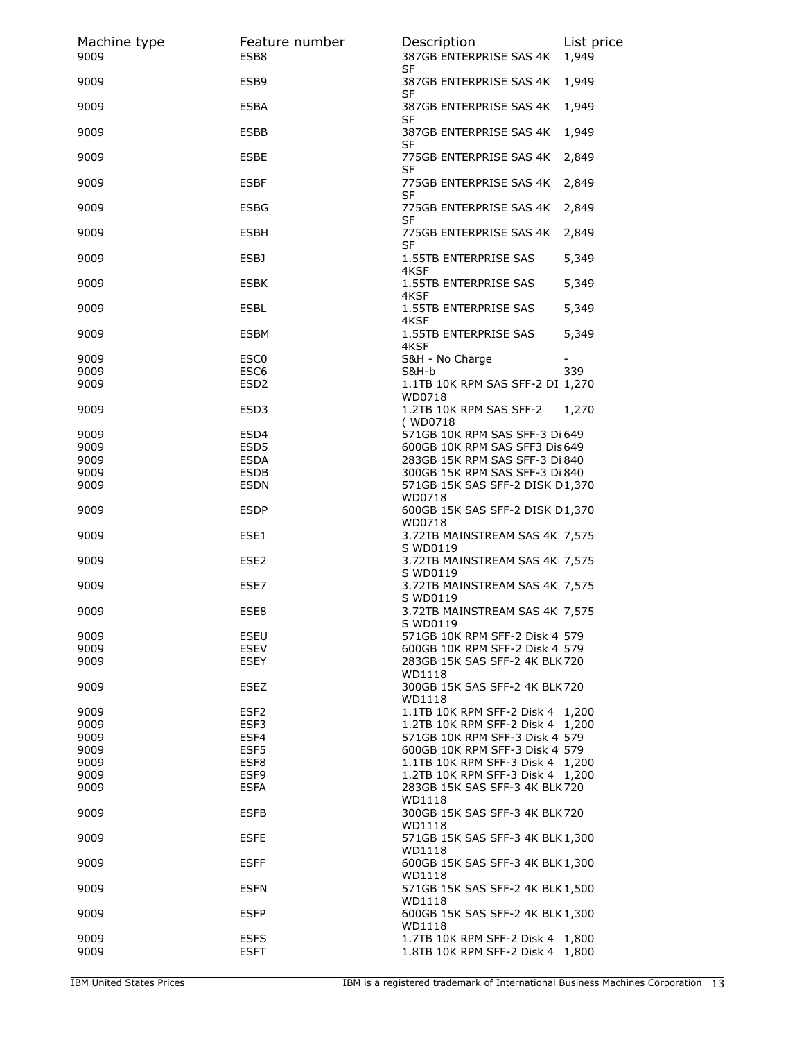| Machine type | Feature number | Description | List price |
|---|---|---|---|
| 9009 | ESB8 | 387GB ENTERPRISE SAS 4K SF | 1,949 |
| 9009 | ESB9 | 387GB ENTERPRISE SAS 4K SF | 1,949 |
| 9009 | ESBA | 387GB ENTERPRISE SAS 4K SF | 1,949 |
| 9009 | ESBB | 387GB ENTERPRISE SAS 4K SF | 1,949 |
| 9009 | ESBE | 775GB ENTERPRISE SAS 4K SF | 2,849 |
| 9009 | ESBF | 775GB ENTERPRISE SAS 4K SF | 2,849 |
| 9009 | ESBG | 775GB ENTERPRISE SAS 4K SF | 2,849 |
| 9009 | ESBH | 775GB ENTERPRISE SAS 4K SF | 2,849 |
| 9009 | ESBJ | 1.55TB ENTERPRISE SAS 4KSF | 5,349 |
| 9009 | ESBK | 1.55TB ENTERPRISE SAS 4KSF | 5,349 |
| 9009 | ESBL | 1.55TB ENTERPRISE SAS 4KSF | 5,349 |
| 9009 | ESBM | 1.55TB ENTERPRISE SAS 4KSF | 5,349 |
| 9009 | ESC0 | S&H - No Charge | - |
| 9009 | ESC6 | S&H-b | 339 |
| 9009 | ESD2 | 1.1TB 10K RPM SAS SFF-2 DI WD0718 | 1,270 |
| 9009 | ESD3 | 1.2TB 10K RPM SAS SFF-2 ( WD0718 | 1,270 |
| 9009 | ESD4 | 571GB 10K RPM SAS SFF-3 Di | 649 |
| 9009 | ESD5 | 600GB 10K RPM SAS SFF3 Dis | 649 |
| 9009 | ESDA | 283GB 15K RPM SAS SFF-3 Di | 840 |
| 9009 | ESDB | 300GB 15K RPM SAS SFF-3 Di | 840 |
| 9009 | ESDN | 571GB 15K SAS SFF-2 DISK D WD0718 | 1,370 |
| 9009 | ESDP | 600GB 15K SAS SFF-2 DISK D WD0718 | 1,370 |
| 9009 | ESE1 | 3.72TB MAINSTREAM SAS 4K S WD0119 | 7,575 |
| 9009 | ESE2 | 3.72TB MAINSTREAM SAS 4K S WD0119 | 7,575 |
| 9009 | ESE7 | 3.72TB MAINSTREAM SAS 4K S WD0119 | 7,575 |
| 9009 | ESE8 | 3.72TB MAINSTREAM SAS 4K S WD0119 | 7,575 |
| 9009 | ESEU | 571GB 10K RPM SFF-2 Disk 4 | 579 |
| 9009 | ESEV | 600GB 10K RPM SFF-2 Disk 4 | 579 |
| 9009 | ESEY | 283GB 15K SAS SFF-2 4K BLK WD1118 | 720 |
| 9009 | ESEZ | 300GB 15K SAS SFF-2 4K BLK WD1118 | 720 |
| 9009 | ESF2 | 1.1TB 10K RPM SFF-2 Disk 4 | 1,200 |
| 9009 | ESF3 | 1.2TB 10K RPM SFF-2 Disk 4 | 1,200 |
| 9009 | ESF4 | 571GB 10K RPM SFF-3 Disk 4 | 579 |
| 9009 | ESF5 | 600GB 10K RPM SFF-3 Disk 4 | 579 |
| 9009 | ESF8 | 1.1TB 10K RPM SFF-3 Disk 4 | 1,200 |
| 9009 | ESF9 | 1.2TB 10K RPM SFF-3 Disk 4 | 1,200 |
| 9009 | ESFA | 283GB 15K SAS SFF-3 4K BLK WD1118 | 720 |
| 9009 | ESFB | 300GB 15K SAS SFF-3 4K BLK WD1118 | 720 |
| 9009 | ESFE | 571GB 15K SAS SFF-3 4K BLK WD1118 | 1,300 |
| 9009 | ESFF | 600GB 15K SAS SFF-3 4K BLK WD1118 | 1,300 |
| 9009 | ESFN | 571GB 15K SAS SFF-2 4K BLK WD1118 | 1,500 |
| 9009 | ESFP | 600GB 15K SAS SFF-2 4K BLK WD1118 | 1,300 |
| 9009 | ESFS | 1.7TB 10K RPM SFF-2 Disk 4 | 1,800 |
| 9009 | ESFT | 1.8TB 10K RPM SFF-2 Disk 4 | 1,800 |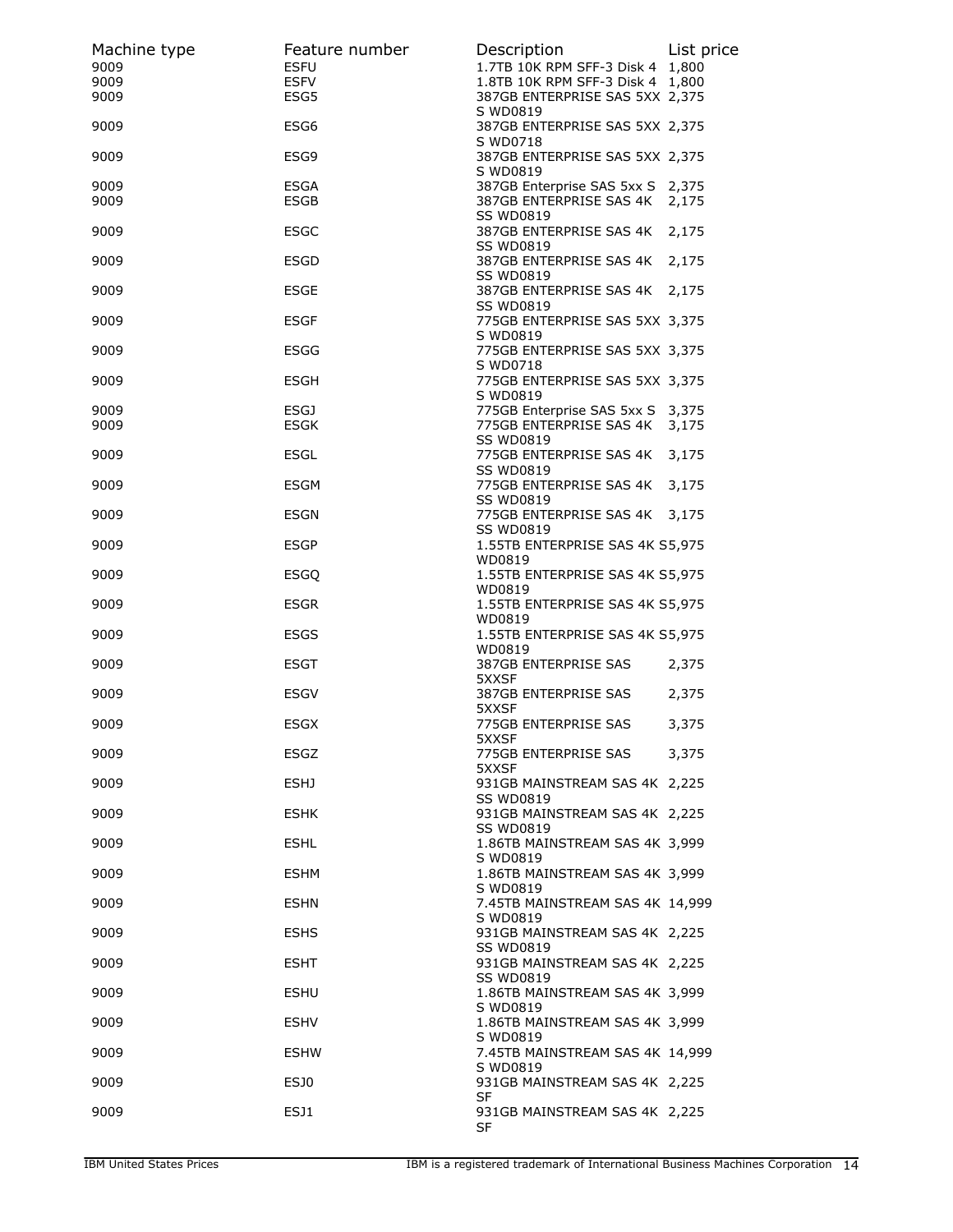| Machine type | Feature number | Description | List price |
|---|---|---|---|
| 9009 | ESFU | 1.7TB 10K RPM SFF-3 Disk 4 | 1,800 |
| 9009 | ESFV | 1.8TB 10K RPM SFF-3 Disk 4 | 1,800 |
| 9009 | ESG5 | 387GB ENTERPRISE SAS 5XX S WD0819 | 2,375 |
| 9009 | ESG6 | 387GB ENTERPRISE SAS 5XX S WD0718 | 2,375 |
| 9009 | ESG9 | 387GB ENTERPRISE SAS 5XX S WD0819 | 2,375 |
| 9009 | ESGA | 387GB Enterprise SAS 5xx S | 2,375 |
| 9009 | ESGB | 387GB ENTERPRISE SAS 4K SS WD0819 | 2,175 |
| 9009 | ESGC | 387GB ENTERPRISE SAS 4K SS WD0819 | 2,175 |
| 9009 | ESGD | 387GB ENTERPRISE SAS 4K SS WD0819 | 2,175 |
| 9009 | ESGE | 387GB ENTERPRISE SAS 4K SS WD0819 | 2,175 |
| 9009 | ESGF | 775GB ENTERPRISE SAS 5XX S WD0819 | 3,375 |
| 9009 | ESGG | 775GB ENTERPRISE SAS 5XX S WD0718 | 3,375 |
| 9009 | ESGH | 775GB ENTERPRISE SAS 5XX S WD0819 | 3,375 |
| 9009 | ESGJ | 775GB Enterprise SAS 5xx S | 3,375 |
| 9009 | ESGK | 775GB ENTERPRISE SAS 4K SS WD0819 | 3,175 |
| 9009 | ESGL | 775GB ENTERPRISE SAS 4K SS WD0819 | 3,175 |
| 9009 | ESGM | 775GB ENTERPRISE SAS 4K SS WD0819 | 3,175 |
| 9009 | ESGN | 775GB ENTERPRISE SAS 4K SS WD0819 | 3,175 |
| 9009 | ESGP | 1.55TB ENTERPRISE SAS 4K S WD0819 | 5,975 |
| 9009 | ESGQ | 1.55TB ENTERPRISE SAS 4K S WD0819 | 5,975 |
| 9009 | ESGR | 1.55TB ENTERPRISE SAS 4K S WD0819 | 5,975 |
| 9009 | ESGS | 1.55TB ENTERPRISE SAS 4K S WD0819 | 5,975 |
| 9009 | ESGT | 387GB ENTERPRISE SAS 5XXSF | 2,375 |
| 9009 | ESGV | 387GB ENTERPRISE SAS 5XXSF | 2,375 |
| 9009 | ESGX | 775GB ENTERPRISE SAS 5XXSF | 3,375 |
| 9009 | ESGZ | 775GB ENTERPRISE SAS 5XXSF | 3,375 |
| 9009 | ESHJ | 931GB MAINSTREAM SAS 4K SS WD0819 | 2,225 |
| 9009 | ESHK | 931GB MAINSTREAM SAS 4K SS WD0819 | 2,225 |
| 9009 | ESHL | 1.86TB MAINSTREAM SAS 4K S WD0819 | 3,999 |
| 9009 | ESHM | 1.86TB MAINSTREAM SAS 4K S WD0819 | 3,999 |
| 9009 | ESHN | 7.45TB MAINSTREAM SAS 4K S WD0819 | 14,999 |
| 9009 | ESHS | 931GB MAINSTREAM SAS 4K SS WD0819 | 2,225 |
| 9009 | ESHT | 931GB MAINSTREAM SAS 4K SS WD0819 | 2,225 |
| 9009 | ESHU | 1.86TB MAINSTREAM SAS 4K S WD0819 | 3,999 |
| 9009 | ESHV | 1.86TB MAINSTREAM SAS 4K S WD0819 | 3,999 |
| 9009 | ESHW | 7.45TB MAINSTREAM SAS 4K S WD0819 | 14,999 |
| 9009 | ESJ0 | 931GB MAINSTREAM SAS 4K SF | 2,225 |
| 9009 | ESJ1 | 931GB MAINSTREAM SAS 4K SF | 2,225 |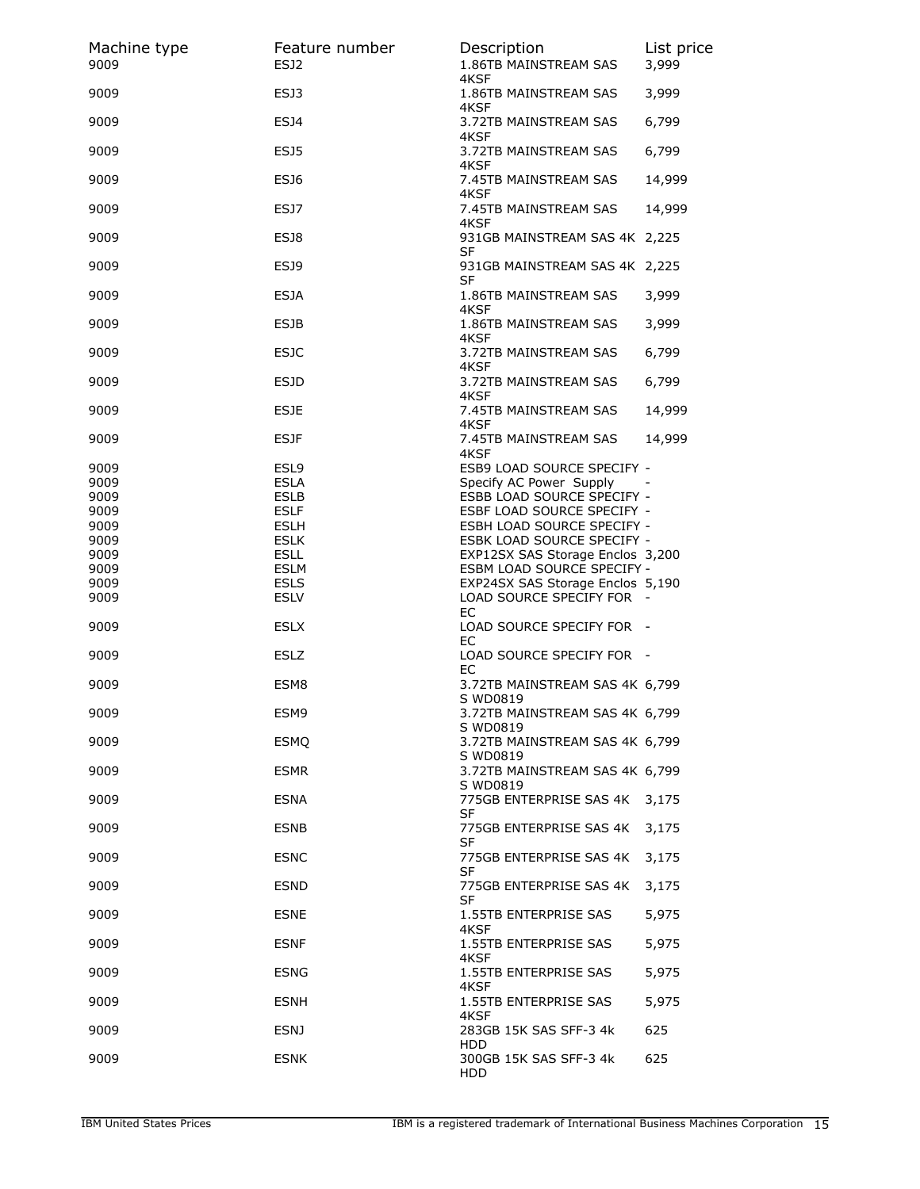| Machine type | Feature number | Description | List price |
|---|---|---|---|
| 9009 | ESJ2 | 1.86TB MAINSTREAM SAS 4KSF | 3,999 |
| 9009 | ESJ3 | 1.86TB MAINSTREAM SAS 4KSF | 3,999 |
| 9009 | ESJ4 | 3.72TB MAINSTREAM SAS 4KSF | 6,799 |
| 9009 | ESJ5 | 3.72TB MAINSTREAM SAS 4KSF | 6,799 |
| 9009 | ESJ6 | 7.45TB MAINSTREAM SAS 4KSF | 14,999 |
| 9009 | ESJ7 | 7.45TB MAINSTREAM SAS 4KSF | 14,999 |
| 9009 | ESJ8 | 931GB MAINSTREAM SAS 4K SF | 2,225 |
| 9009 | ESJ9 | 931GB MAINSTREAM SAS 4K SF | 2,225 |
| 9009 | ESJA | 1.86TB MAINSTREAM SAS 4KSF | 3,999 |
| 9009 | ESJB | 1.86TB MAINSTREAM SAS 4KSF | 3,999 |
| 9009 | ESJC | 3.72TB MAINSTREAM SAS 4KSF | 6,799 |
| 9009 | ESJD | 3.72TB MAINSTREAM SAS 4KSF | 6,799 |
| 9009 | ESJE | 7.45TB MAINSTREAM SAS 4KSF | 14,999 |
| 9009 | ESJF | 7.45TB MAINSTREAM SAS 4KSF | 14,999 |
| 9009 | ESL9 | ESB9 LOAD SOURCE SPECIFY | - |
| 9009 | ESLA | Specify AC Power Supply | - |
| 9009 | ESLB | ESBB LOAD SOURCE SPECIFY | - |
| 9009 | ESLF | ESBF LOAD SOURCE SPECIFY | - |
| 9009 | ESLH | ESBH LOAD SOURCE SPECIFY | - |
| 9009 | ESLK | ESBK LOAD SOURCE SPECIFY | - |
| 9009 | ESLL | EXP12SX SAS Storage Enclos | 3,200 |
| 9009 | ESLM | ESBM LOAD SOURCE SPECIFY | - |
| 9009 | ESLS | EXP24SX SAS Storage Enclos | 5,190 |
| 9009 | ESLV | LOAD SOURCE SPECIFY FOR EC | - |
| 9009 | ESLX | LOAD SOURCE SPECIFY FOR EC | - |
| 9009 | ESLZ | LOAD SOURCE SPECIFY FOR EC | - |
| 9009 | ESM8 | 3.72TB MAINSTREAM SAS 4K S WD0819 | 6,799 |
| 9009 | ESM9 | 3.72TB MAINSTREAM SAS 4K S WD0819 | 6,799 |
| 9009 | ESMQ | 3.72TB MAINSTREAM SAS 4K S WD0819 | 6,799 |
| 9009 | ESMR | 3.72TB MAINSTREAM SAS 4K S WD0819 | 6,799 |
| 9009 | ESNA | 775GB ENTERPRISE SAS 4K SF | 3,175 |
| 9009 | ESNB | 775GB ENTERPRISE SAS 4K SF | 3,175 |
| 9009 | ESNC | 775GB ENTERPRISE SAS 4K SF | 3,175 |
| 9009 | ESND | 775GB ENTERPRISE SAS 4K SF | 3,175 |
| 9009 | ESNE | 1.55TB ENTERPRISE SAS 4KSF | 5,975 |
| 9009 | ESNF | 1.55TB ENTERPRISE SAS 4KSF | 5,975 |
| 9009 | ESNG | 1.55TB ENTERPRISE SAS 4KSF | 5,975 |
| 9009 | ESNH | 1.55TB ENTERPRISE SAS 4KSF | 5,975 |
| 9009 | ESNJ | 283GB 15K SAS SFF-3 4k HDD | 625 |
| 9009 | ESNK | 300GB 15K SAS SFF-3 4k HDD | 625 |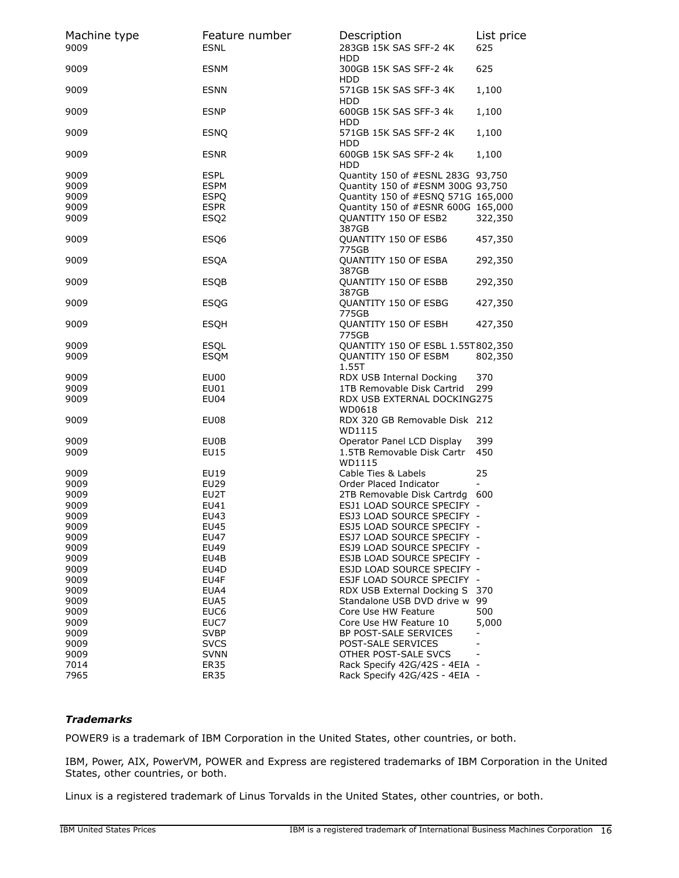| Machine type | Feature number | Description | List price |
|---|---|---|---|
| 9009 | ESNL | 283GB 15K SAS SFF-2 4K HDD | 625 |
| 9009 | ESNM | 300GB 15K SAS SFF-2 4k HDD | 625 |
| 9009 | ESNN | 571GB 15K SAS SFF-3 4K HDD | 1,100 |
| 9009 | ESNP | 600GB 15K SAS SFF-3 4k HDD | 1,100 |
| 9009 | ESNQ | 571GB 15K SAS SFF-2 4K HDD | 1,100 |
| 9009 | ESNR | 600GB 15K SAS SFF-2 4k HDD | 1,100 |
| 9009 | ESPL | Quantity 150 of #ESNL 283G | 93,750 |
| 9009 | ESPM | Quantity 150 of #ESNM 300G | 93,750 |
| 9009 | ESPQ | Quantity 150 of #ESNQ 571G | 165,000 |
| 9009 | ESPR | Quantity 150 of #ESNR 600G | 165,000 |
| 9009 | ESQ2 | QUANTITY 150 OF ESB2 387GB | 322,350 |
| 9009 | ESQ6 | QUANTITY 150 OF ESB6 775GB | 457,350 |
| 9009 | ESQA | QUANTITY 150 OF ESBA 387GB | 292,350 |
| 9009 | ESQB | QUANTITY 150 OF ESBB 387GB | 292,350 |
| 9009 | ESQG | QUANTITY 150 OF ESBG 775GB | 427,350 |
| 9009 | ESQH | QUANTITY 150 OF ESBH 775GB | 427,350 |
| 9009 | ESQL | QUANTITY 150 OF ESBL 1.55T | 802,350 |
| 9009 | ESQM | QUANTITY 150 OF ESBM 1.55T | 802,350 |
| 9009 | EU00 | RDX USB Internal Docking | 370 |
| 9009 | EU01 | 1TB Removable Disk Cartrid | 299 |
| 9009 | EU04 | RDX USB EXTERNAL DOCKING WD0618 | 275 |
| 9009 | EU08 | RDX 320 GB Removable Disk WD1115 | 212 |
| 9009 | EU0B | Operator Panel LCD Display | 399 |
| 9009 | EU15 | 1.5TB Removable Disk Cartr WD1115 | 450 |
| 9009 | EU19 | Cable Ties & Labels | 25 |
| 9009 | EU29 | Order Placed Indicator | - |
| 9009 | EU2T | 2TB Removable Disk Cartrdg | 600 |
| 9009 | EU41 | ESJ1 LOAD SOURCE SPECIFY | - |
| 9009 | EU43 | ESJ3 LOAD SOURCE SPECIFY | - |
| 9009 | EU45 | ESJ5 LOAD SOURCE SPECIFY | - |
| 9009 | EU47 | ESJ7 LOAD SOURCE SPECIFY | - |
| 9009 | EU49 | ESJ9 LOAD SOURCE SPECIFY | - |
| 9009 | EU4B | ESJB LOAD SOURCE SPECIFY | - |
| 9009 | EU4D | ESJD LOAD SOURCE SPECIFY | - |
| 9009 | EU4F | ESJF LOAD SOURCE SPECIFY | - |
| 9009 | EUA4 | RDX USB External Docking S | 370 |
| 9009 | EUA5 | Standalone USB DVD drive w | 99 |
| 9009 | EUC6 | Core Use HW Feature | 500 |
| 9009 | EUC7 | Core Use HW Feature 10 | 5,000 |
| 9009 | SVBP | BP POST-SALE SERVICES | - |
| 9009 | SVCS | POST-SALE SERVICES | - |
| 9009 | SVNN | OTHER POST-SALE SVCS | - |
| 7014 | ER35 | Rack Specify 42G/42S - 4EIA | - |
| 7965 | ER35 | Rack Specify 42G/42S - 4EIA | - |

***Trademarks***

POWER9 is a trademark of IBM Corporation in the United States, other countries, or both.

IBM, Power, AIX, PowerVM, POWER and Express are registered trademarks of IBM Corporation in the United States, other countries, or both.

Linux is a registered trademark of Linus Torvalds in the United States, other countries, or both.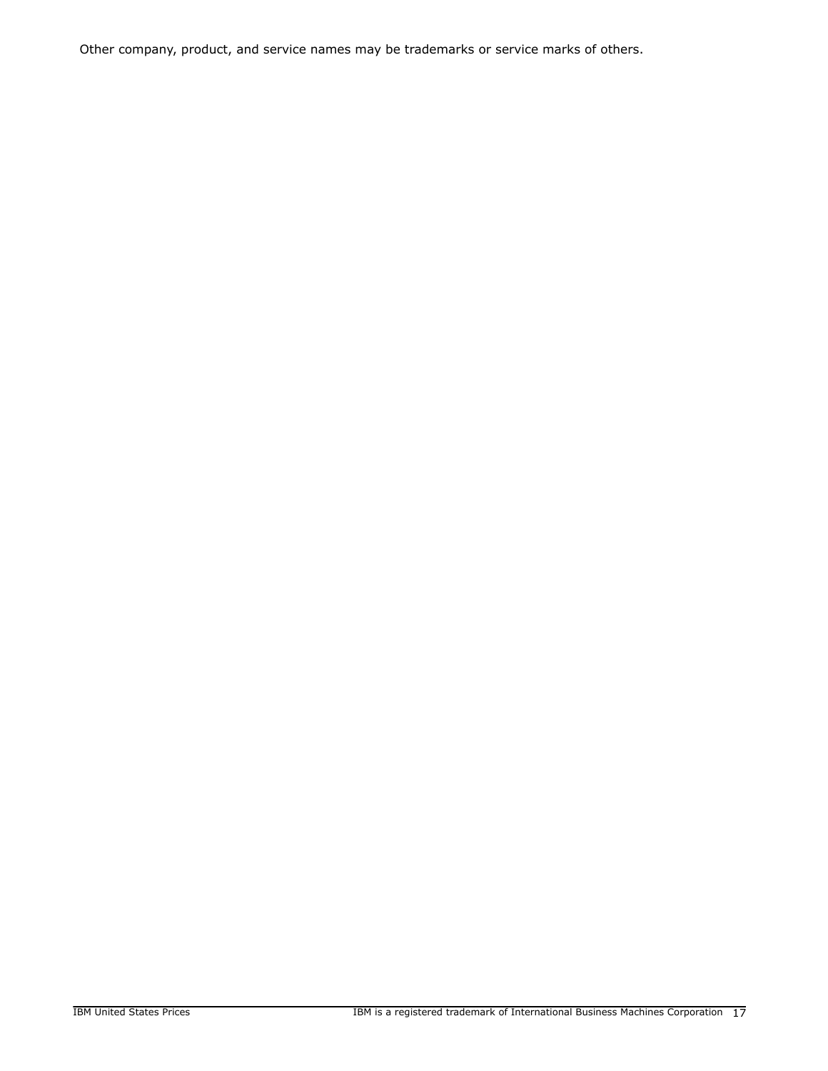Other company, product, and service names may be trademarks or service marks of others.